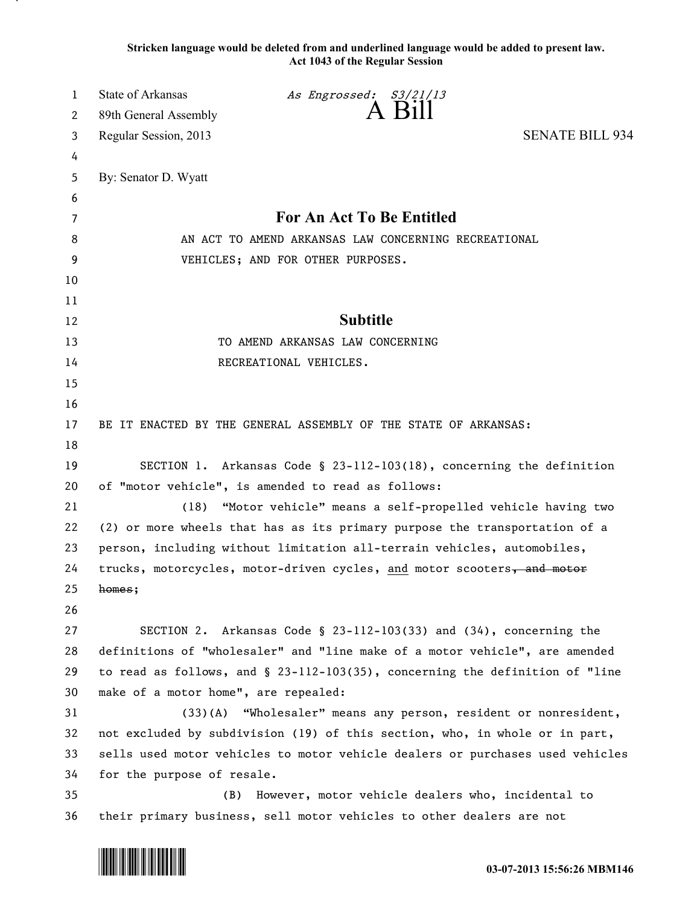**Stricken language would be deleted from and underlined language would be added to present law.**
**Act 1043 of the Regular Session**

State of Arkansas *As Engrossed: S3/21/13*
89th General Assembly **A Bill**
Regular Session, 2013 SENATE BILL 934

By: Senator D. Wyatt

## For An Act To Be Entitled

AN ACT TO AMEND ARKANSAS LAW CONCERNING RECREATIONAL VEHICLES; AND FOR OTHER PURPOSES.

## Subtitle

TO AMEND ARKANSAS LAW CONCERNING RECREATIONAL VEHICLES.

BE IT ENACTED BY THE GENERAL ASSEMBLY OF THE STATE OF ARKANSAS:

SECTION 1. Arkansas Code § 23-112-103(18), concerning the definition of "motor vehicle", is amended to read as follows:

(18) "Motor vehicle" means a self-propelled vehicle having two (2) or more wheels that has as its primary purpose the transportation of a person, including without limitation all-terrain vehicles, automobiles, trucks, motorcycles, motor-driven cycles, <u>and</u> motor scooters~~, and motor homes~~;

SECTION 2. Arkansas Code § 23-112-103(33) and (34), concerning the definitions of "wholesaler" and "line make of a motor vehicle", are amended to read as follows, and § 23-112-103(35), concerning the definition of "line make of a motor home", are repealed:

(33)(A) "Wholesaler" means any person, resident or nonresident, not excluded by subdivision (19) of this section, who, in whole or in part, sells used motor vehicles to motor vehicle dealers or purchases used vehicles for the purpose of resale.

(B) However, motor vehicle dealers who, incidental to their primary business, sell motor vehicles to other dealers are not

03-07-2013 15:56:26 MBM146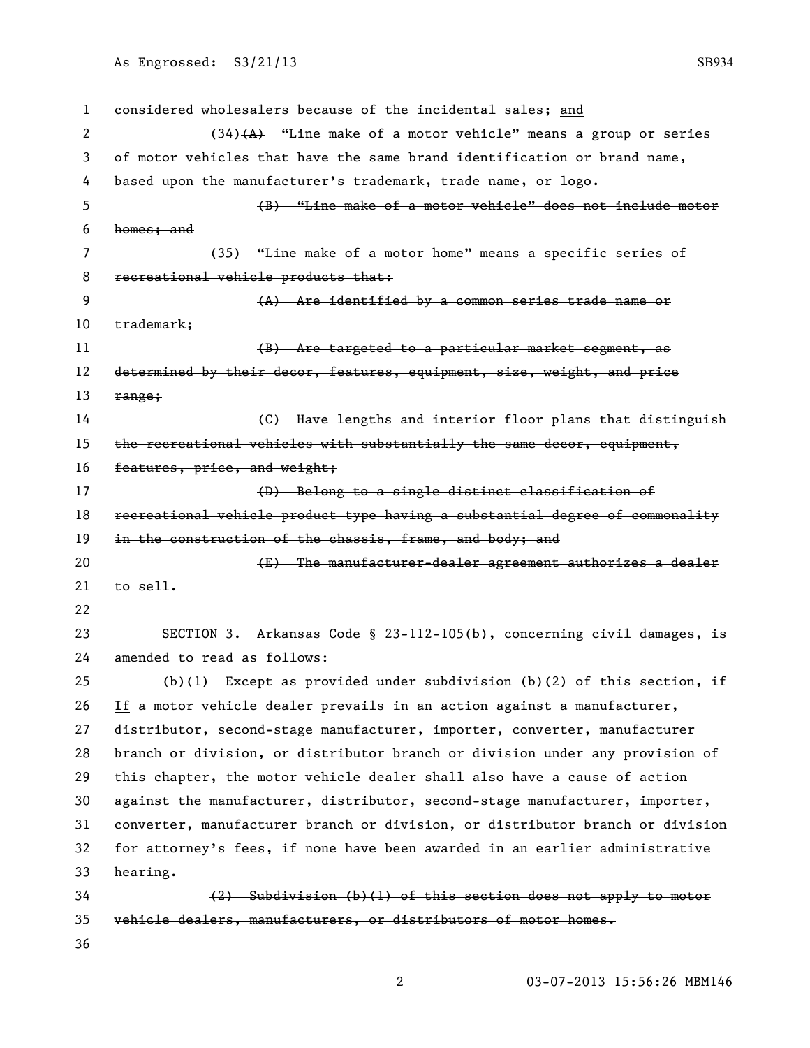considered wholesalers because of the incidental sales; <u>and</u>

(34)~~(A)~~ "Line make of a motor vehicle" means a group or series of motor vehicles that have the same brand identification or brand name, based upon the manufacturer's trademark, trade name, or logo.

~~(B) "Line make of a motor vehicle" does not include motor homes; and~~

~~(35) "Line make of a motor home" means a specific series of recreational vehicle products that:~~

~~(A) Are identified by a common series trade name or trademark;~~

~~(B) Are targeted to a particular market segment, as determined by their decor, features, equipment, size, weight, and price range;~~

~~(C) Have lengths and interior floor plans that distinguish the recreational vehicles with substantially the same decor, equipment, features, price, and weight;~~

~~(D) Belong to a single distinct classification of recreational vehicle product type having a substantial degree of commonality in the construction of the chassis, frame, and body; and~~

~~(E) The manufacturer-dealer agreement authorizes a dealer to sell.~~

SECTION 3. Arkansas Code § 23-112-105(b), concerning civil damages, is amended to read as follows:

(b)~~(1) Except as provided under subdivision (b)(2) of this section, if~~ <u>If</u> a motor vehicle dealer prevails in an action against a manufacturer, distributor, second-stage manufacturer, importer, converter, manufacturer branch or division, or distributor branch or division under any provision of this chapter, the motor vehicle dealer shall also have a cause of action against the manufacturer, distributor, second-stage manufacturer, importer, converter, manufacturer branch or division, or distributor branch or division for attorney's fees, if none have been awarded in an earlier administrative hearing.

~~(2) Subdivision (b)(1) of this section does not apply to motor vehicle dealers, manufacturers, or distributors of motor homes.~~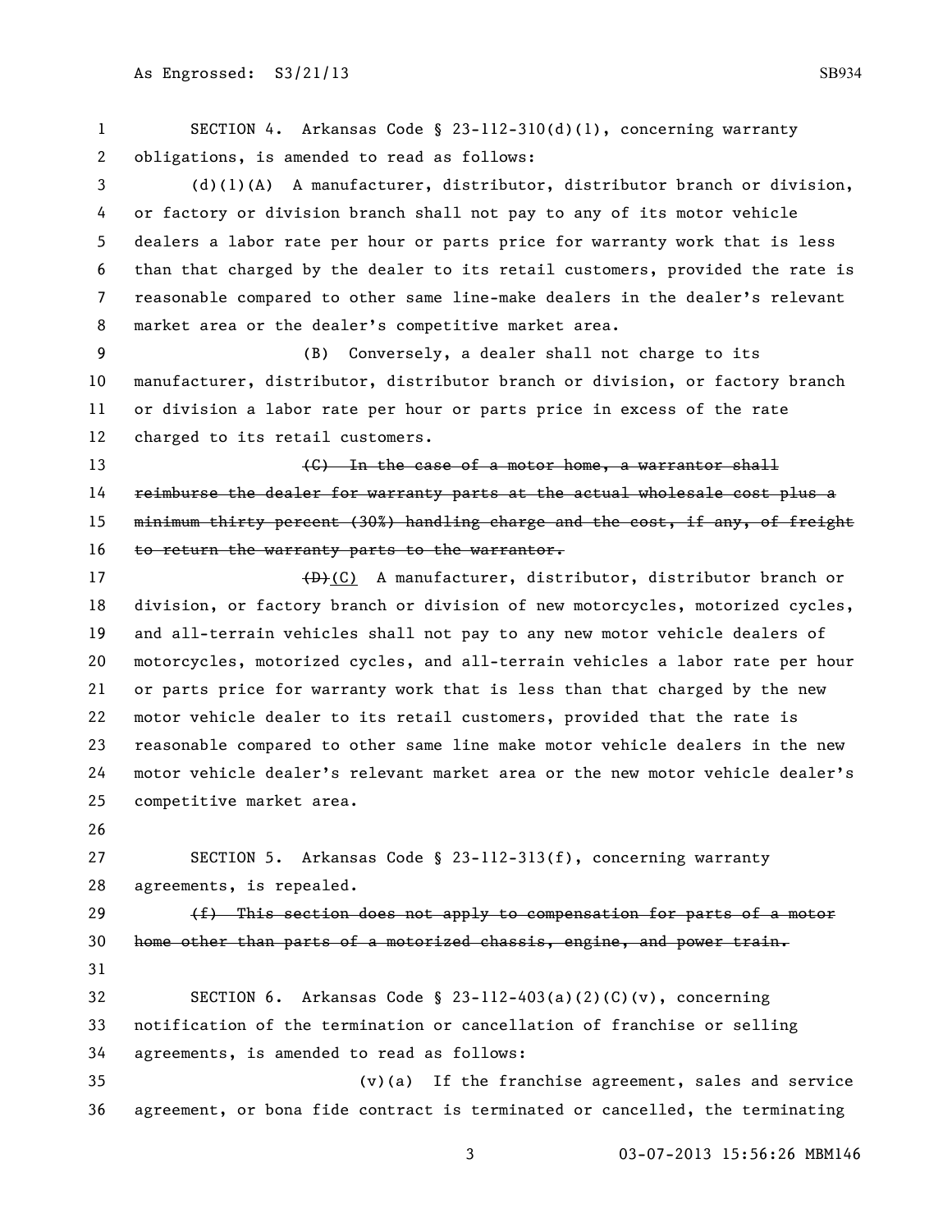SECTION 4. Arkansas Code § 23-112-310(d)(1), concerning warranty obligations, is amended to read as follows:

(d)(1)(A) A manufacturer, distributor, distributor branch or division, or factory or division branch shall not pay to any of its motor vehicle dealers a labor rate per hour or parts price for warranty work that is less than that charged by the dealer to its retail customers, provided the rate is reasonable compared to other same line-make dealers in the dealer's relevant market area or the dealer's competitive market area.

(B) Conversely, a dealer shall not charge to its manufacturer, distributor, distributor branch or division, or factory branch or division a labor rate per hour or parts price in excess of the rate charged to its retail customers.

~~(C) In the case of a motor home, a warrantor shall reimburse the dealer for warranty parts at the actual wholesale cost plus a minimum thirty percent (30%) handling charge and the cost, if any, of freight to return the warranty parts to the warrantor.~~

~~(D)~~(C) A manufacturer, distributor, distributor branch or division, or factory branch or division of new motorcycles, motorized cycles, and all-terrain vehicles shall not pay to any new motor vehicle dealers of motorcycles, motorized cycles, and all-terrain vehicles a labor rate per hour or parts price for warranty work that is less than that charged by the new motor vehicle dealer to its retail customers, provided that the rate is reasonable compared to other same line make motor vehicle dealers in the new motor vehicle dealer's relevant market area or the new motor vehicle dealer's competitive market area.

SECTION 5. Arkansas Code § 23-112-313(f), concerning warranty agreements, is repealed.

~~(f) This section does not apply to compensation for parts of a motor home other than parts of a motorized chassis, engine, and power train.~~

SECTION 6. Arkansas Code § 23-112-403(a)(2)(C)(v), concerning notification of the termination or cancellation of franchise or selling agreements, is amended to read as follows:

(v)(a) If the franchise agreement, sales and service agreement, or bona fide contract is terminated or cancelled, the terminating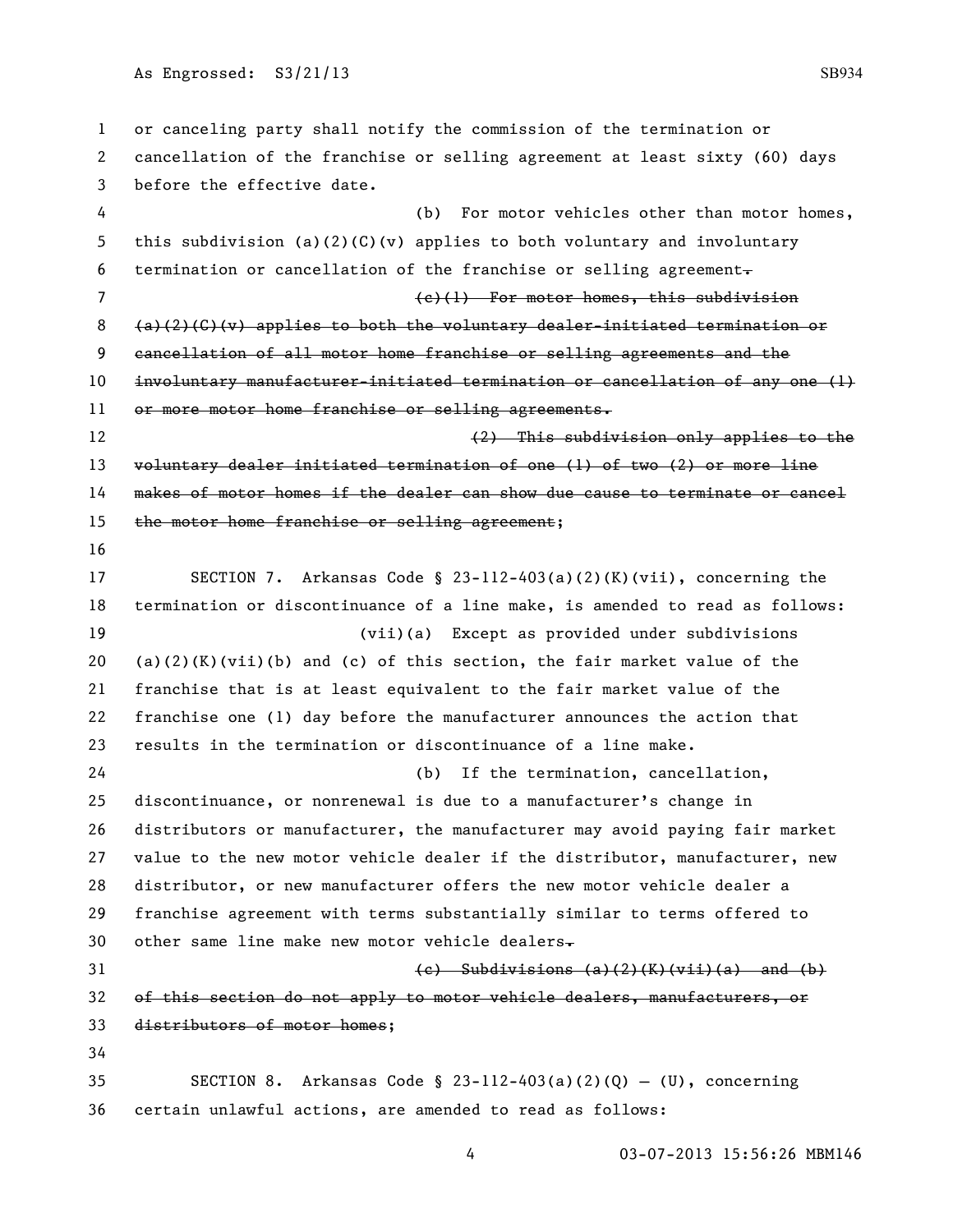or canceling party shall notify the commission of the termination or cancellation of the franchise or selling agreement at least sixty (60) days before the effective date.

(b) For motor vehicles other than motor homes, this subdivision (a)(2)(C)(v) applies to both voluntary and involuntary termination or cancellation of the franchise or selling agreement~~.~~

~~(c)(1) For motor homes, this subdivision (a)(2)(C)(v) applies to both the voluntary dealer-initiated termination or cancellation of all motor home franchise or selling agreements and the involuntary manufacturer-initiated termination or cancellation of any one (1) or more motor home franchise or selling agreements.~~

~~(2) This subdivision only applies to the voluntary dealer initiated termination of one (1) of two (2) or more line makes of motor homes if the dealer can show due cause to terminate or cancel the motor home franchise or selling agreement~~;

SECTION 7. Arkansas Code § 23-112-403(a)(2)(K)(vii), concerning the termination or discontinuance of a line make, is amended to read as follows:

(vii)(a) Except as provided under subdivisions (a)(2)(K)(vii)(b) and (c) of this section, the fair market value of the franchise that is at least equivalent to the fair market value of the franchise one (1) day before the manufacturer announces the action that results in the termination or discontinuance of a line make.

(b) If the termination, cancellation, discontinuance, or nonrenewal is due to a manufacturer's change in distributors or manufacturer, the manufacturer may avoid paying fair market value to the new motor vehicle dealer if the distributor, manufacturer, new distributor, or new manufacturer offers the new motor vehicle dealer a franchise agreement with terms substantially similar to terms offered to other same line make new motor vehicle dealers~~.~~

~~(c) Subdivisions (a)(2)(K)(vii)(a) and (b) of this section do not apply to motor vehicle dealers, manufacturers, or distributors of motor homes~~;

SECTION 8. Arkansas Code § 23-112-403(a)(2)(Q) – (U), concerning certain unlawful actions, are amended to read as follows: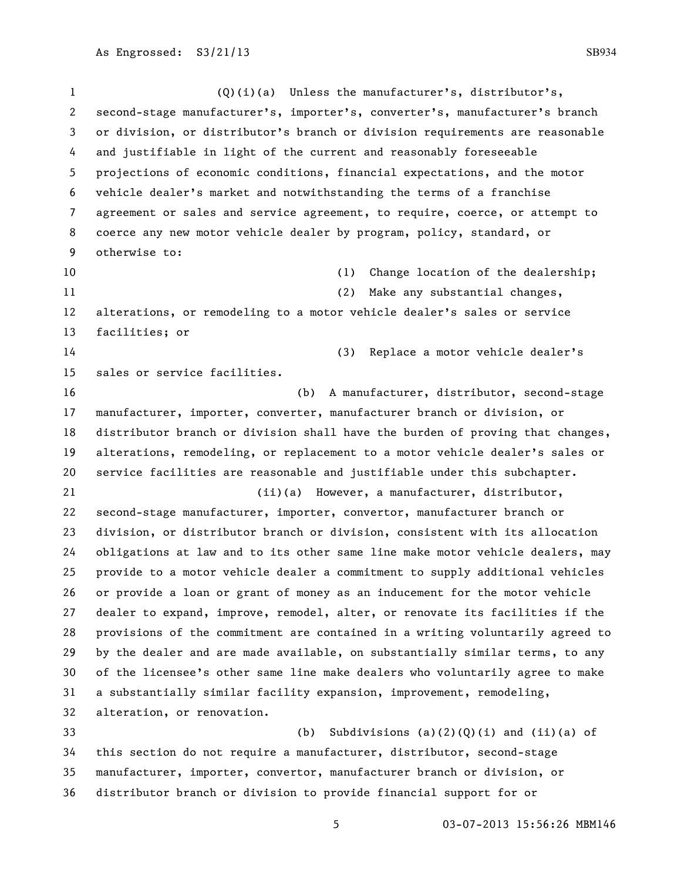(Q)(i)(a) Unless the manufacturer's, distributor's, second-stage manufacturer's, importer's, converter's, manufacturer's branch or division, or distributor's branch or division requirements are reasonable and justifiable in light of the current and reasonably foreseeable projections of economic conditions, financial expectations, and the motor vehicle dealer's market and notwithstanding the terms of a franchise agreement or sales and service agreement, to require, coerce, or attempt to coerce any new motor vehicle dealer by program, policy, standard, or otherwise to:

(1) Change location of the dealership;

(2) Make any substantial changes, alterations, or remodeling to a motor vehicle dealer's sales or service facilities; or

(3) Replace a motor vehicle dealer's sales or service facilities.

(b) A manufacturer, distributor, second-stage manufacturer, importer, converter, manufacturer branch or division, or distributor branch or division shall have the burden of proving that changes, alterations, remodeling, or replacement to a motor vehicle dealer's sales or service facilities are reasonable and justifiable under this subchapter.

(ii)(a) However, a manufacturer, distributor, second-stage manufacturer, importer, convertor, manufacturer branch or division, or distributor branch or division, consistent with its allocation obligations at law and to its other same line make motor vehicle dealers, may provide to a motor vehicle dealer a commitment to supply additional vehicles or provide a loan or grant of money as an inducement for the motor vehicle dealer to expand, improve, remodel, alter, or renovate its facilities if the provisions of the commitment are contained in a writing voluntarily agreed to by the dealer and are made available, on substantially similar terms, to any of the licensee's other same line make dealers who voluntarily agree to make a substantially similar facility expansion, improvement, remodeling, alteration, or renovation.

(b) Subdivisions (a)(2)(Q)(i) and (ii)(a) of this section do not require a manufacturer, distributor, second-stage manufacturer, importer, convertor, manufacturer branch or division, or distributor branch or division to provide financial support for or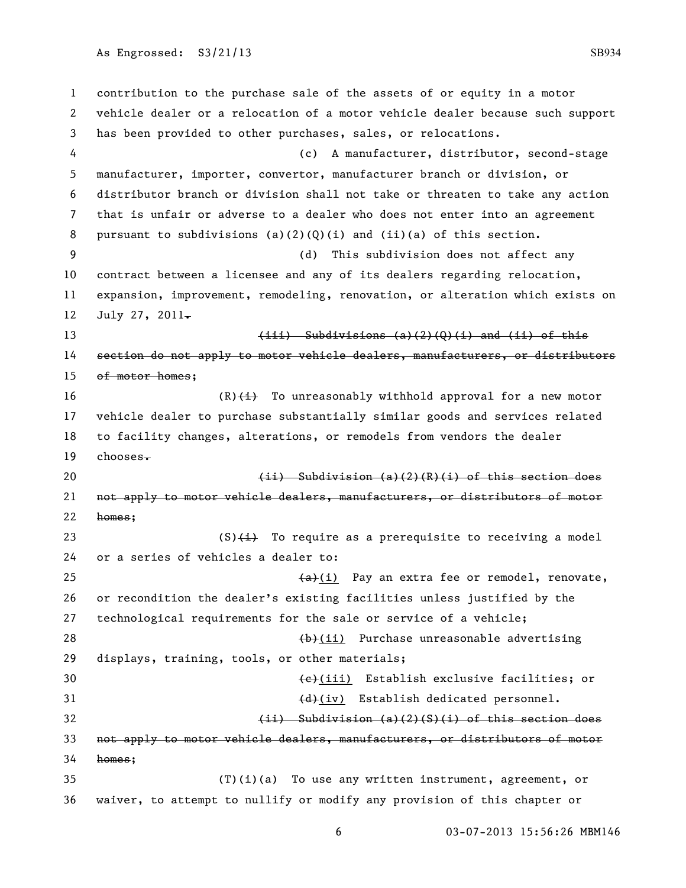contribution to the purchase sale of the assets of or equity in a motor vehicle dealer or a relocation of a motor vehicle dealer because such support has been provided to other purchases, sales, or relocations.

(c) A manufacturer, distributor, second-stage manufacturer, importer, convertor, manufacturer branch or division, or distributor branch or division shall not take or threaten to take any action that is unfair or adverse to a dealer who does not enter into an agreement pursuant to subdivisions (a)(2)(Q)(i) and (ii)(a) of this section.

(d) This subdivision does not affect any contract between a licensee and any of its dealers regarding relocation, expansion, improvement, remodeling, renovation, or alteration which exists on July 27, 2011~~.~~

~~(iii) Subdivisions (a)(2)(Q)(i) and (ii) of this section do not apply to motor vehicle dealers, manufacturers, or distributors of motor homes~~;

(R)~~(i)~~ To unreasonably withhold approval for a new motor vehicle dealer to purchase substantially similar goods and services related to facility changes, alterations, or remodels from vendors the dealer chooses~~.~~

~~(ii) Subdivision (a)(2)(R)(i) of this section does not apply to motor vehicle dealers, manufacturers, or distributors of motor homes~~;

(S)~~(i)~~ To require as a prerequisite to receiving a model or a series of vehicles a dealer to:

~~(a)~~(i) Pay an extra fee or remodel, renovate, or recondition the dealer's existing facilities unless justified by the technological requirements for the sale or service of a vehicle;

~~(b)~~(ii) Purchase unreasonable advertising displays, training, tools, or other materials;

~~(c)~~(iii) Establish exclusive facilities; or

~~(d)~~(iv) Establish dedicated personnel.

~~(ii) Subdivision (a)(2)(S)(i) of this section does not apply to motor vehicle dealers, manufacturers, or distributors of motor homes~~;

(T)(i)(a) To use any written instrument, agreement, or waiver, to attempt to nullify or modify any provision of this chapter or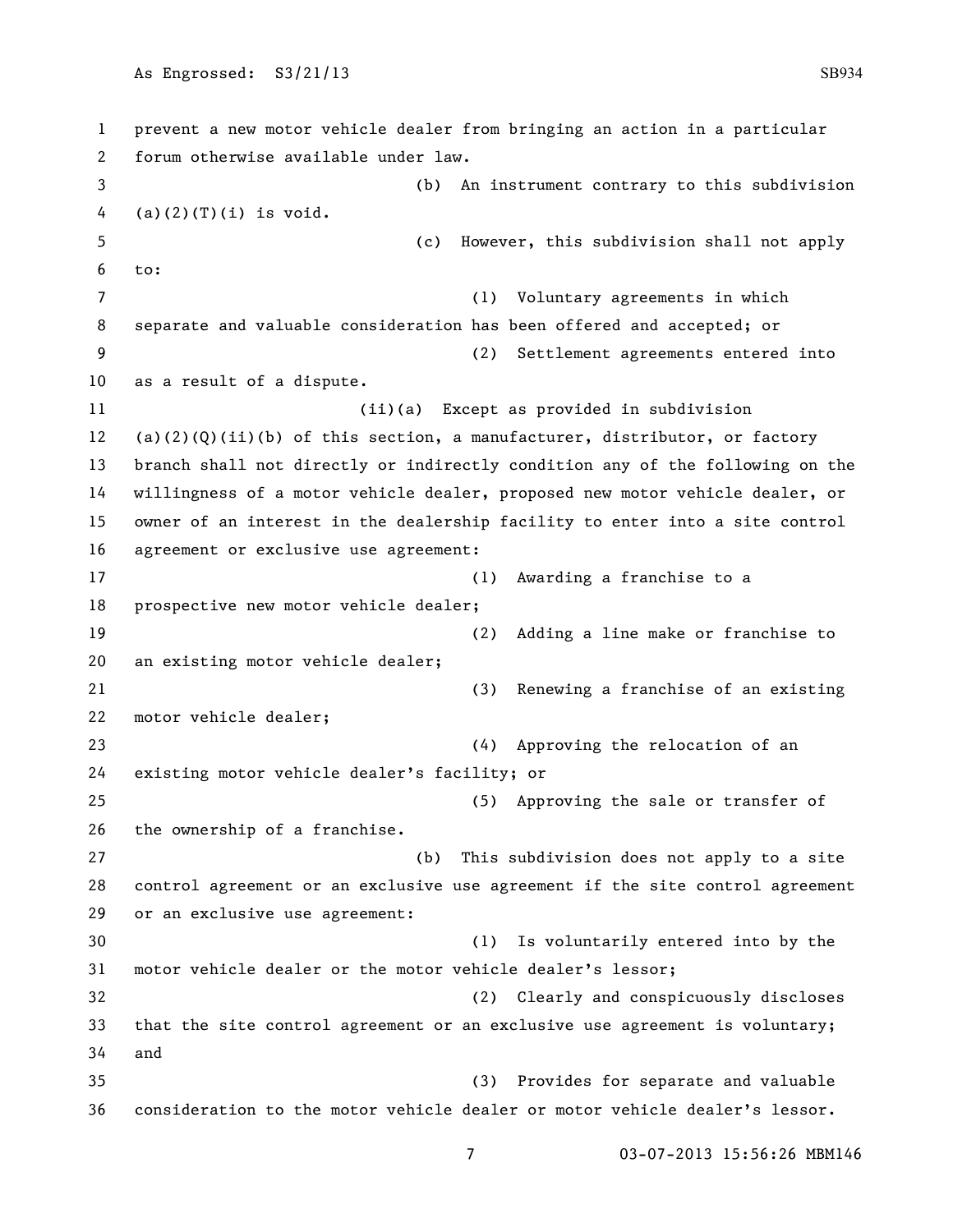prevent a new motor vehicle dealer from bringing an action in a particular forum otherwise available under law.

(b) An instrument contrary to this subdivision (a)(2)(T)(i) is void.

(c) However, this subdivision shall not apply to:

(1) Voluntary agreements in which separate and valuable consideration has been offered and accepted; or

(2) Settlement agreements entered into as a result of a dispute.

(ii)(a) Except as provided in subdivision (a)(2)(Q)(ii)(b) of this section, a manufacturer, distributor, or factory branch shall not directly or indirectly condition any of the following on the willingness of a motor vehicle dealer, proposed new motor vehicle dealer, or owner of an interest in the dealership facility to enter into a site control agreement or exclusive use agreement:

(1) Awarding a franchise to a prospective new motor vehicle dealer;

(2) Adding a line make or franchise to an existing motor vehicle dealer;

(3) Renewing a franchise of an existing motor vehicle dealer;

(4) Approving the relocation of an existing motor vehicle dealer's facility; or

(5) Approving the sale or transfer of the ownership of a franchise.

(b) This subdivision does not apply to a site control agreement or an exclusive use agreement if the site control agreement or an exclusive use agreement:

(1) Is voluntarily entered into by the motor vehicle dealer or the motor vehicle dealer's lessor;

(2) Clearly and conspicuously discloses that the site control agreement or an exclusive use agreement is voluntary; and

(3) Provides for separate and valuable consideration to the motor vehicle dealer or motor vehicle dealer's lessor.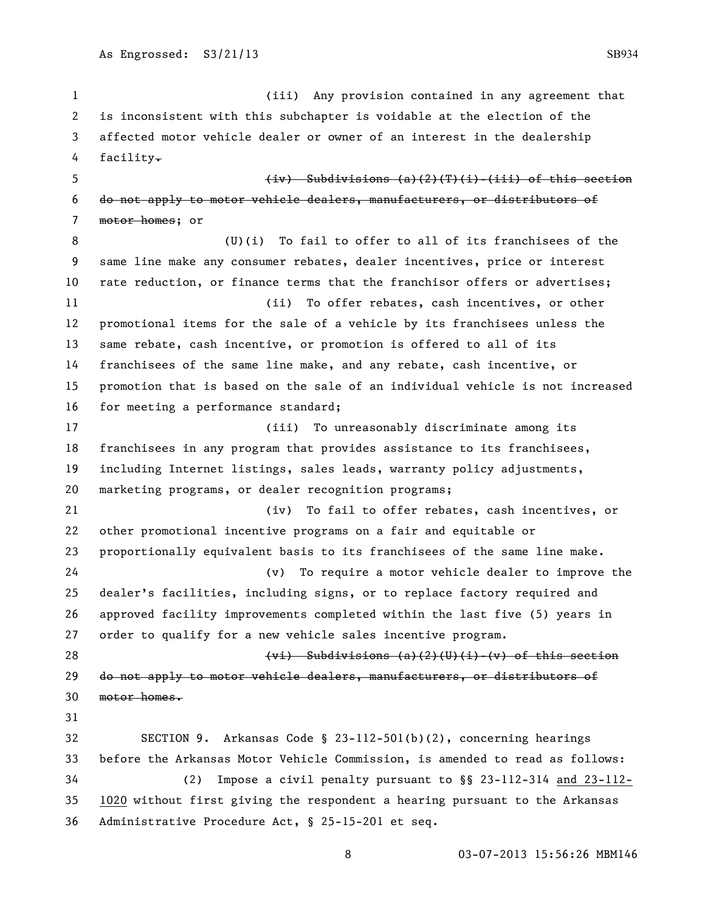(iii) Any provision contained in any agreement that is inconsistent with this subchapter is voidable at the election of the affected motor vehicle dealer or owner of an interest in the dealership facility~~.~~

~~(iv) Subdivisions (a)(2)(T)(i)-(iii) of this section do not apply to motor vehicle dealers, manufacturers, or distributors of motor homes~~; or

(U)(i) To fail to offer to all of its franchisees of the same line make any consumer rebates, dealer incentives, price or interest rate reduction, or finance terms that the franchisor offers or advertises;

(ii) To offer rebates, cash incentives, or other promotional items for the sale of a vehicle by its franchisees unless the same rebate, cash incentive, or promotion is offered to all of its franchisees of the same line make, and any rebate, cash incentive, or promotion that is based on the sale of an individual vehicle is not increased for meeting a performance standard;

(iii) To unreasonably discriminate among its franchisees in any program that provides assistance to its franchisees, including Internet listings, sales leads, warranty policy adjustments, marketing programs, or dealer recognition programs;

(iv) To fail to offer rebates, cash incentives, or other promotional incentive programs on a fair and equitable or proportionally equivalent basis to its franchisees of the same line make.

(v) To require a motor vehicle dealer to improve the dealer's facilities, including signs, or to replace factory required and approved facility improvements completed within the last five (5) years in order to qualify for a new vehicle sales incentive program.

~~(vi) Subdivisions (a)(2)(U)(i)-(v) of this section do not apply to motor vehicle dealers, manufacturers, or distributors of motor homes.~~

SECTION 9. Arkansas Code § 23-112-501(b)(2), concerning hearings before the Arkansas Motor Vehicle Commission, is amended to read as follows:

(2) Impose a civil penalty pursuant to §§ 23-112-314 <u>and 23-112-1020</u> without first giving the respondent a hearing pursuant to the Arkansas Administrative Procedure Act, § 25-15-201 et seq.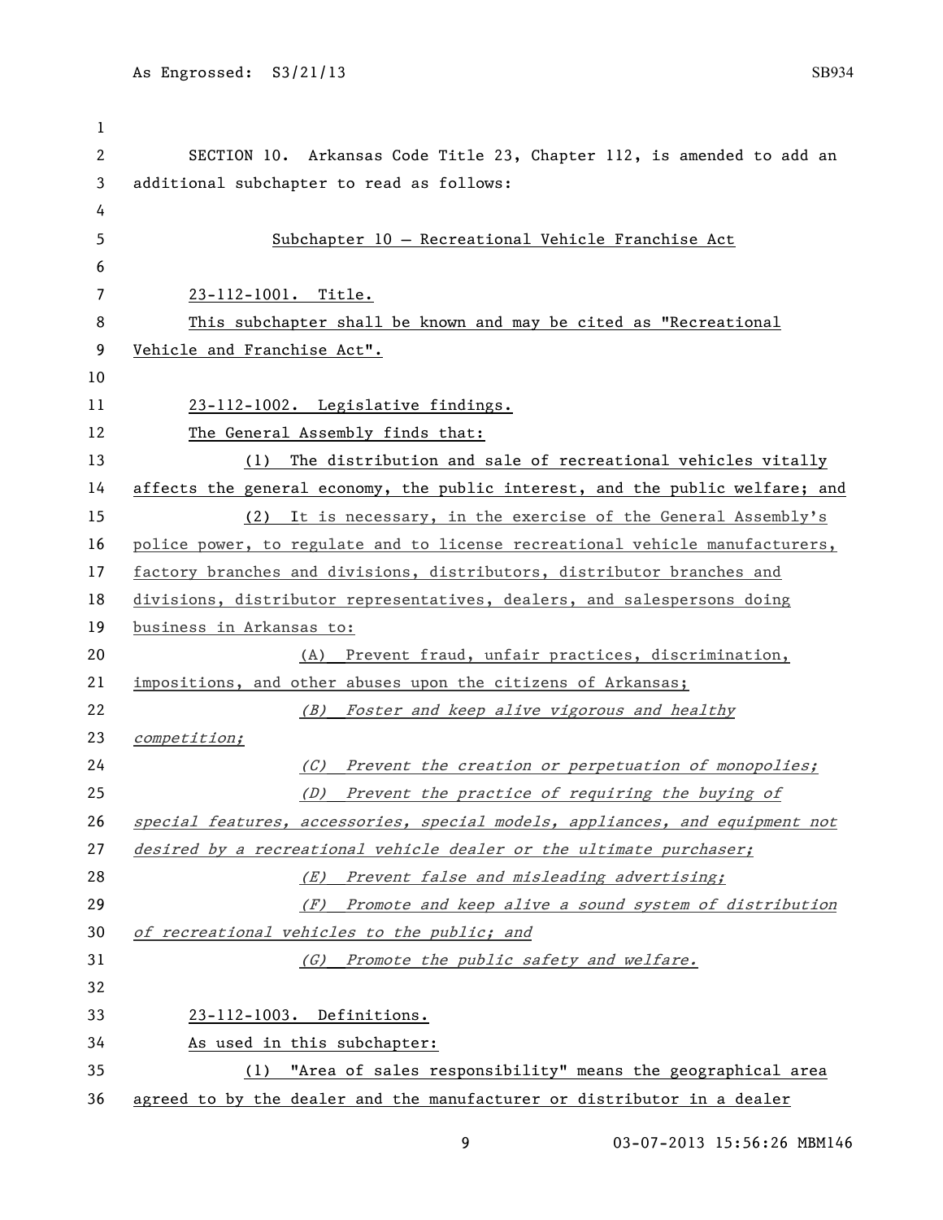SECTION 10. Arkansas Code Title 23, Chapter 112, is amended to add an additional subchapter to read as follows:

Subchapter 10 – Recreational Vehicle Franchise Act

23-112-1001. Title.

This subchapter shall be known and may be cited as "Recreational Vehicle and Franchise Act".

23-112-1002. Legislative findings.

The General Assembly finds that:

(1) The distribution and sale of recreational vehicles vitally affects the general economy, the public interest, and the public welfare; and

(2) It is necessary, in the exercise of the General Assembly's police power, to regulate and to license recreational vehicle manufacturers, factory branches and divisions, distributors, distributor branches and divisions, distributor representatives, dealers, and salespersons doing business in Arkansas to:

(A) Prevent fraud, unfair practices, discrimination, impositions, and other abuses upon the citizens of Arkansas;

*(B) Foster and keep alive vigorous and healthy competition;*

*(C) Prevent the creation or perpetuation of monopolies;*

*(D) Prevent the practice of requiring the buying of special features, accessories, special models, appliances, and equipment not desired by a recreational vehicle dealer or the ultimate purchaser;*

*(E) Prevent false and misleading advertising;*

*(F) Promote and keep alive a sound system of distribution of recreational vehicles to the public; and*

*(G) Promote the public safety and welfare.*

23-112-1003. Definitions.

As used in this subchapter:

(1) "Area of sales responsibility" means the geographical area agreed to by the dealer and the manufacturer or distributor in a dealer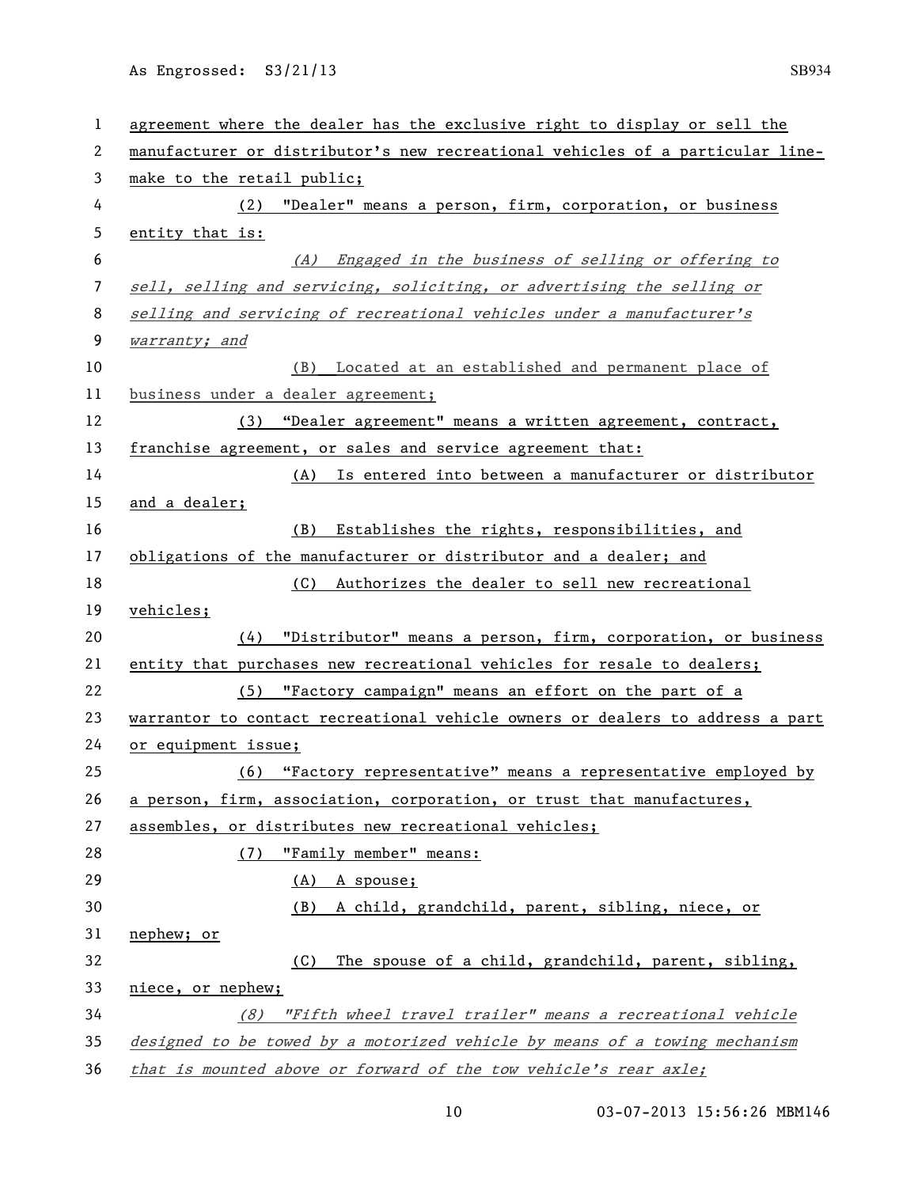agreement where the dealer has the exclusive right to display or sell the manufacturer or distributor's new recreational vehicles of a particular line-make to the retail public;

(2) "Dealer" means a person, firm, corporation, or business entity that is:

*(A) Engaged in the business of selling or offering to sell, selling and servicing, soliciting, or advertising the selling or selling and servicing of recreational vehicles under a manufacturer's warranty; and*

(B) Located at an established and permanent place of business under a dealer agreement;

(3) "Dealer agreement" means a written agreement, contract, franchise agreement, or sales and service agreement that:

(A) Is entered into between a manufacturer or distributor and a dealer;

(B) Establishes the rights, responsibilities, and obligations of the manufacturer or distributor and a dealer; and

(C) Authorizes the dealer to sell new recreational vehicles;

(4) "Distributor" means a person, firm, corporation, or business entity that purchases new recreational vehicles for resale to dealers;

(5) "Factory campaign" means an effort on the part of a warrantor to contact recreational vehicle owners or dealers to address a part or equipment issue;

(6) "Factory representative" means a representative employed by a person, firm, association, corporation, or trust that manufactures, assembles, or distributes new recreational vehicles;

(7) "Family member" means:

(A) A spouse;

(B) A child, grandchild, parent, sibling, niece, or nephew; or

(C) The spouse of a child, grandchild, parent, sibling, niece, or nephew;

*(8) "Fifth wheel travel trailer" means a recreational vehicle designed to be towed by a motorized vehicle by means of a towing mechanism that is mounted above or forward of the tow vehicle's rear axle;*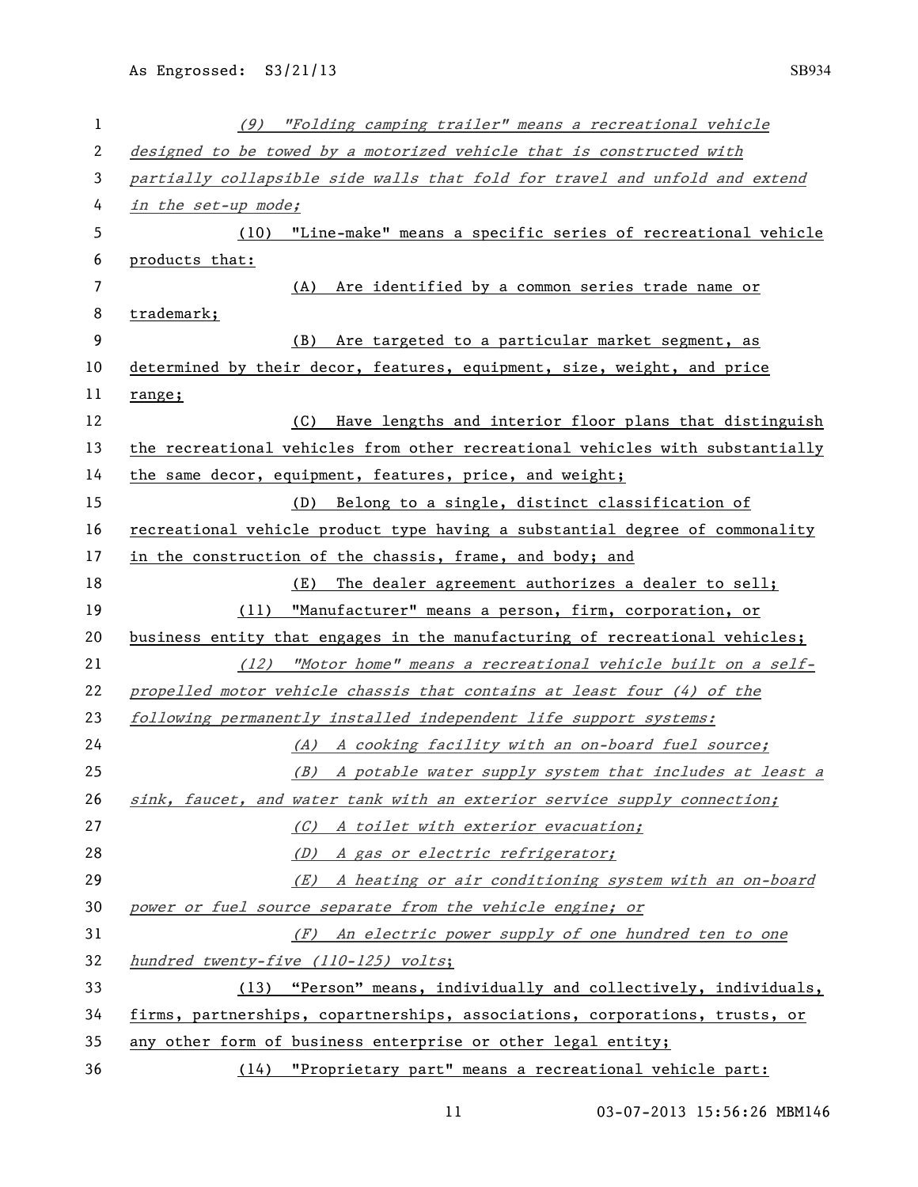*(9) "Folding camping trailer" means a recreational vehicle designed to be towed by a motorized vehicle that is constructed with partially collapsible side walls that fold for travel and unfold and extend in the set-up mode;*

(10) "Line-make" means a specific series of recreational vehicle products that:

(A) Are identified by a common series trade name or trademark;

(B) Are targeted to a particular market segment, as determined by their decor, features, equipment, size, weight, and price range;

(C) Have lengths and interior floor plans that distinguish the recreational vehicles from other recreational vehicles with substantially the same decor, equipment, features, price, and weight;

(D) Belong to a single, distinct classification of recreational vehicle product type having a substantial degree of commonality in the construction of the chassis, frame, and body; and

(E) The dealer agreement authorizes a dealer to sell;

(11) "Manufacturer" means a person, firm, corporation, or business entity that engages in the manufacturing of recreational vehicles;

*(12) "Motor home" means a recreational vehicle built on a self-propelled motor vehicle chassis that contains at least four (4) of the following permanently installed independent life support systems:*

*(A) A cooking facility with an on-board fuel source;*

*(B) A potable water supply system that includes at least a sink, faucet, and water tank with an exterior service supply connection;*

*(C) A toilet with exterior evacuation;*

*(D) A gas or electric refrigerator;*

*(E) A heating or air conditioning system with an on-board power or fuel source separate from the vehicle engine; or*

*(F) An electric power supply of one hundred ten to one hundred twenty-five (110-125) volts*;

(13) "Person" means, individually and collectively, individuals, firms, partnerships, copartnerships, associations, corporations, trusts, or any other form of business enterprise or other legal entity;

(14) "Proprietary part" means a recreational vehicle part: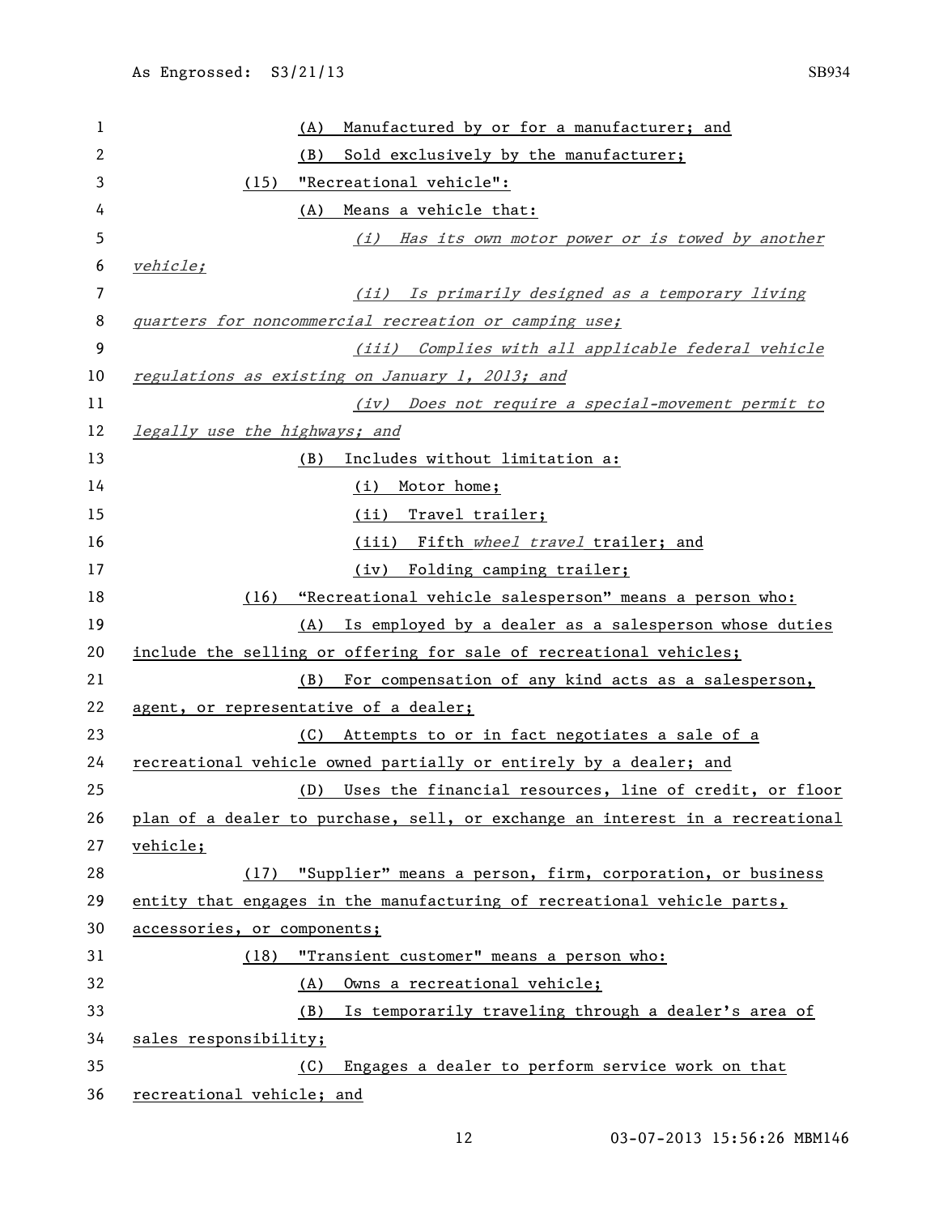(A) Manufactured by or for a manufacturer; and

(B) Sold exclusively by the manufacturer;

(15) "Recreational vehicle":

(A) Means a vehicle that:

*(i) Has its own motor power or is towed by another vehicle;*

*(ii) Is primarily designed as a temporary living quarters for noncommercial recreation or camping use;*

*(iii) Complies with all applicable federal vehicle regulations as existing on January 1, 2013; and*

*(iv) Does not require a special-movement permit to legally use the highways; and*

(B) Includes without limitation a:

(i) Motor home;

(ii) Travel trailer;

(iii) Fifth *wheel travel* trailer; and

(iv) Folding camping trailer;

(16) "Recreational vehicle salesperson" means a person who:

(A) Is employed by a dealer as a salesperson whose duties include the selling or offering for sale of recreational vehicles;

(B) For compensation of any kind acts as a salesperson, agent, or representative of a dealer;

(C) Attempts to or in fact negotiates a sale of a recreational vehicle owned partially or entirely by a dealer; and

(D) Uses the financial resources, line of credit, or floor plan of a dealer to purchase, sell, or exchange an interest in a recreational vehicle;

(17) "Supplier" means a person, firm, corporation, or business entity that engages in the manufacturing of recreational vehicle parts, accessories, or components;

(18) "Transient customer" means a person who:

(A) Owns a recreational vehicle;

(B) Is temporarily traveling through a dealer's area of sales responsibility;

(C) Engages a dealer to perform service work on that recreational vehicle; and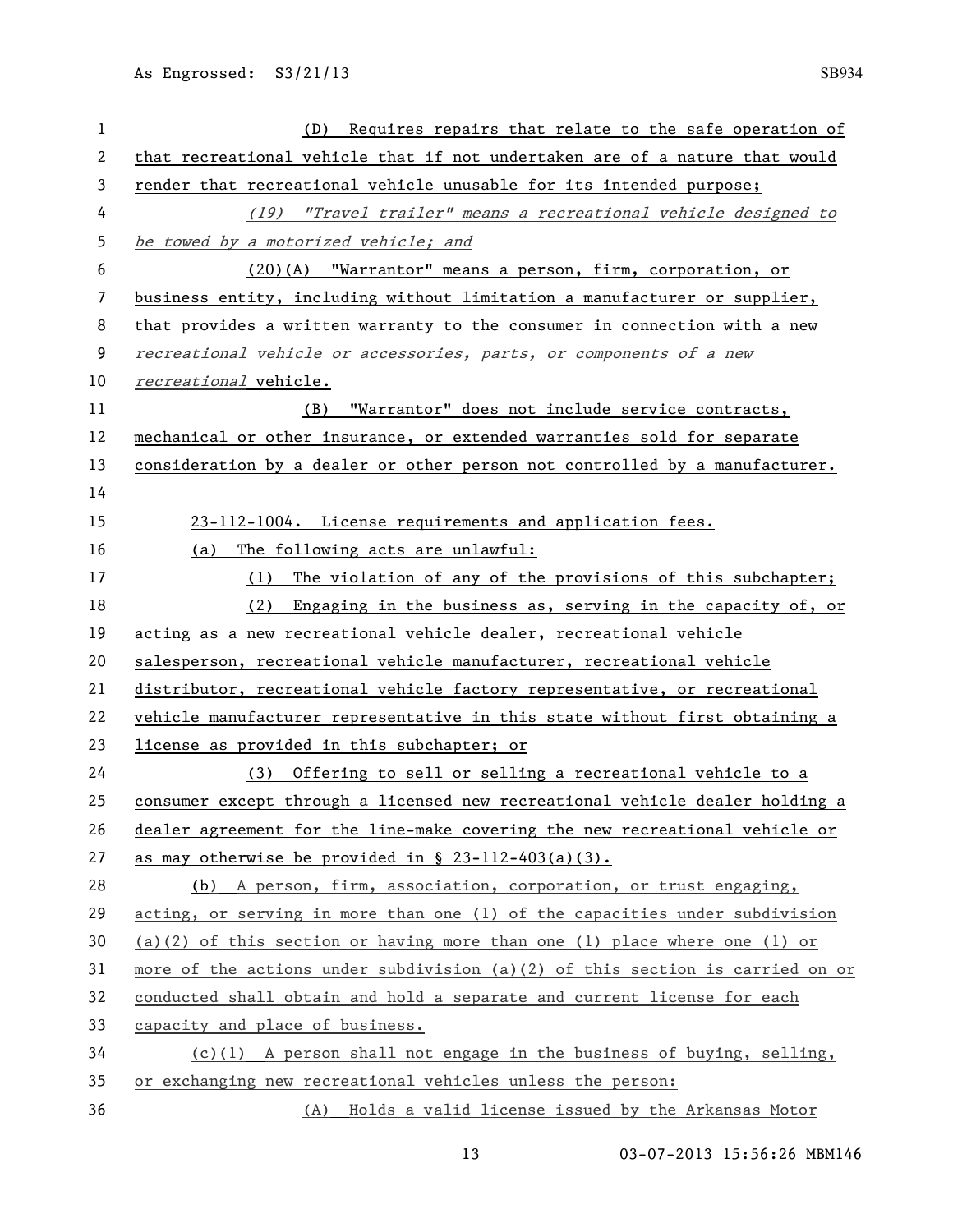(D) Requires repairs that relate to the safe operation of that recreational vehicle that if not undertaken are of a nature that would render that recreational vehicle unusable for its intended purpose;

*(19) "Travel trailer" means a recreational vehicle designed to be towed by a motorized vehicle; and*

(20)(A) "Warrantor" means a person, firm, corporation, or business entity, including without limitation a manufacturer or supplier, that provides a written warranty to the consumer in connection with a new *recreational vehicle or accessories, parts, or components of a new recreational* vehicle.

(B) "Warrantor" does not include service contracts, mechanical or other insurance, or extended warranties sold for separate consideration by a dealer or other person not controlled by a manufacturer.

23-112-1004. License requirements and application fees.

(a) The following acts are unlawful:

(1) The violation of any of the provisions of this subchapter;

(2) Engaging in the business as, serving in the capacity of, or acting as a new recreational vehicle dealer, recreational vehicle salesperson, recreational vehicle manufacturer, recreational vehicle distributor, recreational vehicle factory representative, or recreational vehicle manufacturer representative in this state without first obtaining a license as provided in this subchapter; or

(3) Offering to sell or selling a recreational vehicle to a consumer except through a licensed new recreational vehicle dealer holding a dealer agreement for the line-make covering the new recreational vehicle or as may otherwise be provided in § 23-112-403(a)(3).

(b) A person, firm, association, corporation, or trust engaging, acting, or serving in more than one (1) of the capacities under subdivision (a)(2) of this section or having more than one (1) place where one (1) or more of the actions under subdivision (a)(2) of this section is carried on or conducted shall obtain and hold a separate and current license for each capacity and place of business.

(c)(1) A person shall not engage in the business of buying, selling, or exchanging new recreational vehicles unless the person:

(A) Holds a valid license issued by the Arkansas Motor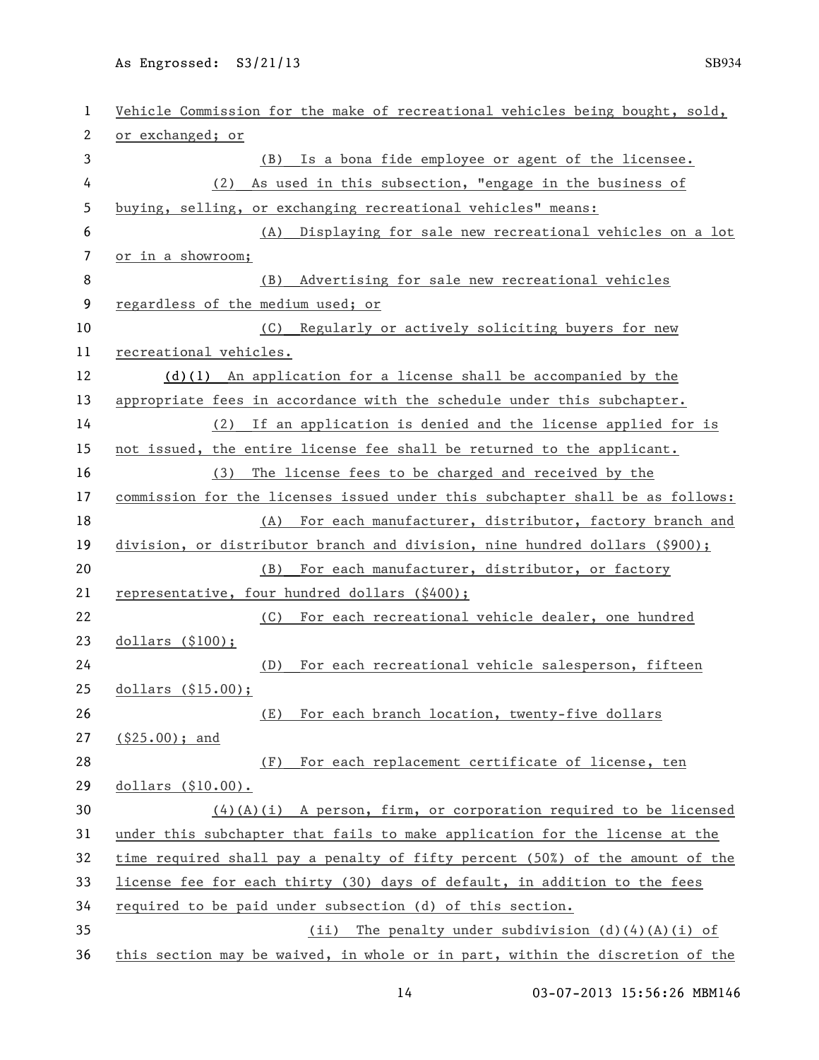Vehicle Commission for the make of recreational vehicles being bought, sold, or exchanged; or

(B) Is a bona fide employee or agent of the licensee.

(2) As used in this subsection, "engage in the business of buying, selling, or exchanging recreational vehicles" means:

(A) Displaying for sale new recreational vehicles on a lot or in a showroom;

(B) Advertising for sale new recreational vehicles regardless of the medium used; or

(C) Regularly or actively soliciting buyers for new recreational vehicles.

(d)(1) An application for a license shall be accompanied by the appropriate fees in accordance with the schedule under this subchapter.

(2) If an application is denied and the license applied for is not issued, the entire license fee shall be returned to the applicant.

(3) The license fees to be charged and received by the commission for the licenses issued under this subchapter shall be as follows:

(A) For each manufacturer, distributor, factory branch and division, or distributor branch and division, nine hundred dollars ($900);

(B) For each manufacturer, distributor, or factory representative, four hundred dollars ($400);

(C) For each recreational vehicle dealer, one hundred dollars ($100);

(D) For each recreational vehicle salesperson, fifteen dollars ($15.00);

(E) For each branch location, twenty-five dollars ($25.00); and

(F) For each replacement certificate of license, ten dollars ($10.00).

(4)(A)(i) A person, firm, or corporation required to be licensed under this subchapter that fails to make application for the license at the time required shall pay a penalty of fifty percent (50%) of the amount of the license fee for each thirty (30) days of default, in addition to the fees required to be paid under subsection (d) of this section.

(ii) The penalty under subdivision (d)(4)(A)(i) of this section may be waived, in whole or in part, within the discretion of the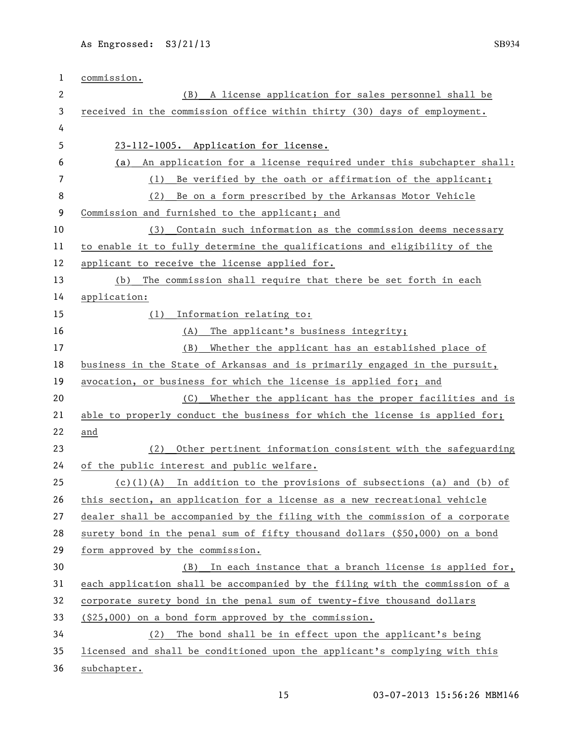commission.

(B) A license application for sales personnel shall be received in the commission office within thirty (30) days of employment.

23-112-1005. Application for license.

(a) An application for a license required under this subchapter shall:

(1) Be verified by the oath or affirmation of the applicant;

(2) Be on a form prescribed by the Arkansas Motor Vehicle Commission and furnished to the applicant; and

(3) Contain such information as the commission deems necessary to enable it to fully determine the qualifications and eligibility of the applicant to receive the license applied for.

(b) The commission shall require that there be set forth in each application:

(1) Information relating to:

(A) The applicant's business integrity;

(B) Whether the applicant has an established place of business in the State of Arkansas and is primarily engaged in the pursuit, avocation, or business for which the license is applied for; and

(C) Whether the applicant has the proper facilities and is able to properly conduct the business for which the license is applied for; and

(2) Other pertinent information consistent with the safeguarding of the public interest and public welfare.

(c)(1)(A) In addition to the provisions of subsections (a) and (b) of this section, an application for a license as a new recreational vehicle dealer shall be accompanied by the filing with the commission of a corporate surety bond in the penal sum of fifty thousand dollars ($50,000) on a bond form approved by the commission.

(B) In each instance that a branch license is applied for, each application shall be accompanied by the filing with the commission of a corporate surety bond in the penal sum of twenty-five thousand dollars ($25,000) on a bond form approved by the commission.

(2) The bond shall be in effect upon the applicant's being licensed and shall be conditioned upon the applicant's complying with this subchapter.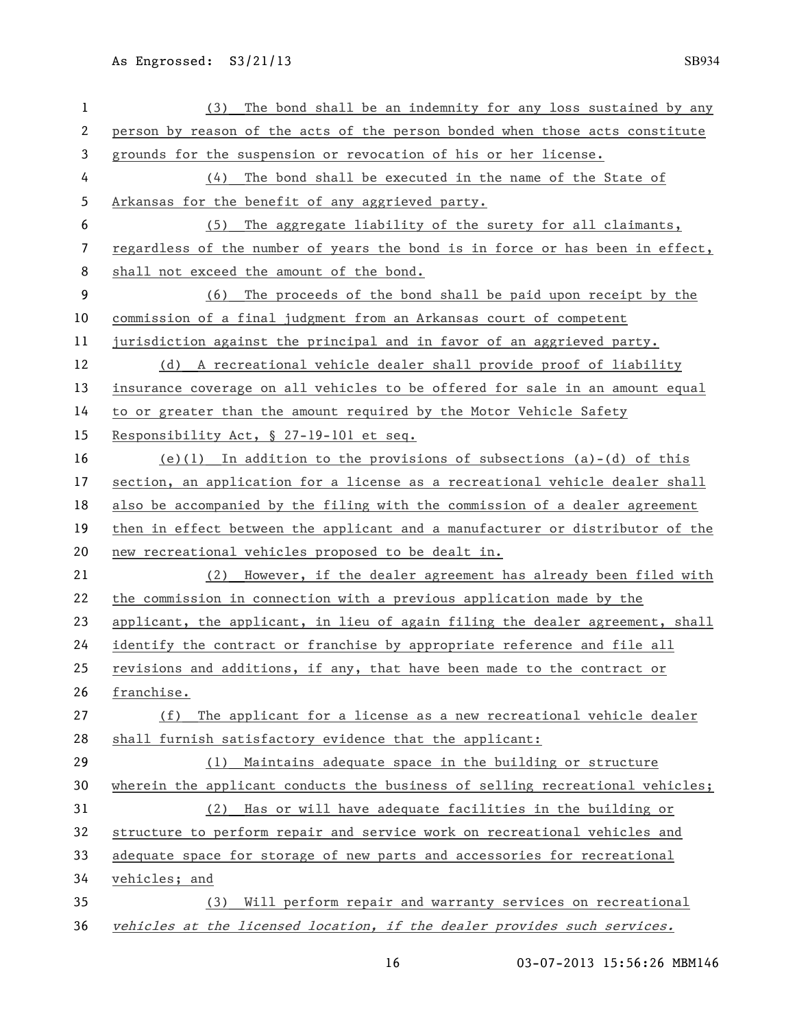(3) The bond shall be an indemnity for any loss sustained by any person by reason of the acts of the person bonded when those acts constitute grounds for the suspension or revocation of his or her license.

(4) The bond shall be executed in the name of the State of Arkansas for the benefit of any aggrieved party.

(5) The aggregate liability of the surety for all claimants, regardless of the number of years the bond is in force or has been in effect, shall not exceed the amount of the bond.

(6) The proceeds of the bond shall be paid upon receipt by the commission of a final judgment from an Arkansas court of competent jurisdiction against the principal and in favor of an aggrieved party.

(d) A recreational vehicle dealer shall provide proof of liability insurance coverage on all vehicles to be offered for sale in an amount equal to or greater than the amount required by the Motor Vehicle Safety Responsibility Act, § 27-19-101 et seq.

(e)(1) In addition to the provisions of subsections (a)-(d) of this section, an application for a license as a recreational vehicle dealer shall also be accompanied by the filing with the commission of a dealer agreement then in effect between the applicant and a manufacturer or distributor of the new recreational vehicles proposed to be dealt in.

(2) However, if the dealer agreement has already been filed with the commission in connection with a previous application made by the applicant, the applicant, in lieu of again filing the dealer agreement, shall identify the contract or franchise by appropriate reference and file all revisions and additions, if any, that have been made to the contract or franchise.

(f) The applicant for a license as a new recreational vehicle dealer shall furnish satisfactory evidence that the applicant:

(1) Maintains adequate space in the building or structure wherein the applicant conducts the business of selling recreational vehicles;

(2) Has or will have adequate facilities in the building or structure to perform repair and service work on recreational vehicles and adequate space for storage of new parts and accessories for recreational vehicles; and

(3) Will perform repair and warranty services on recreational *vehicles at the licensed location, if the dealer provides such services.*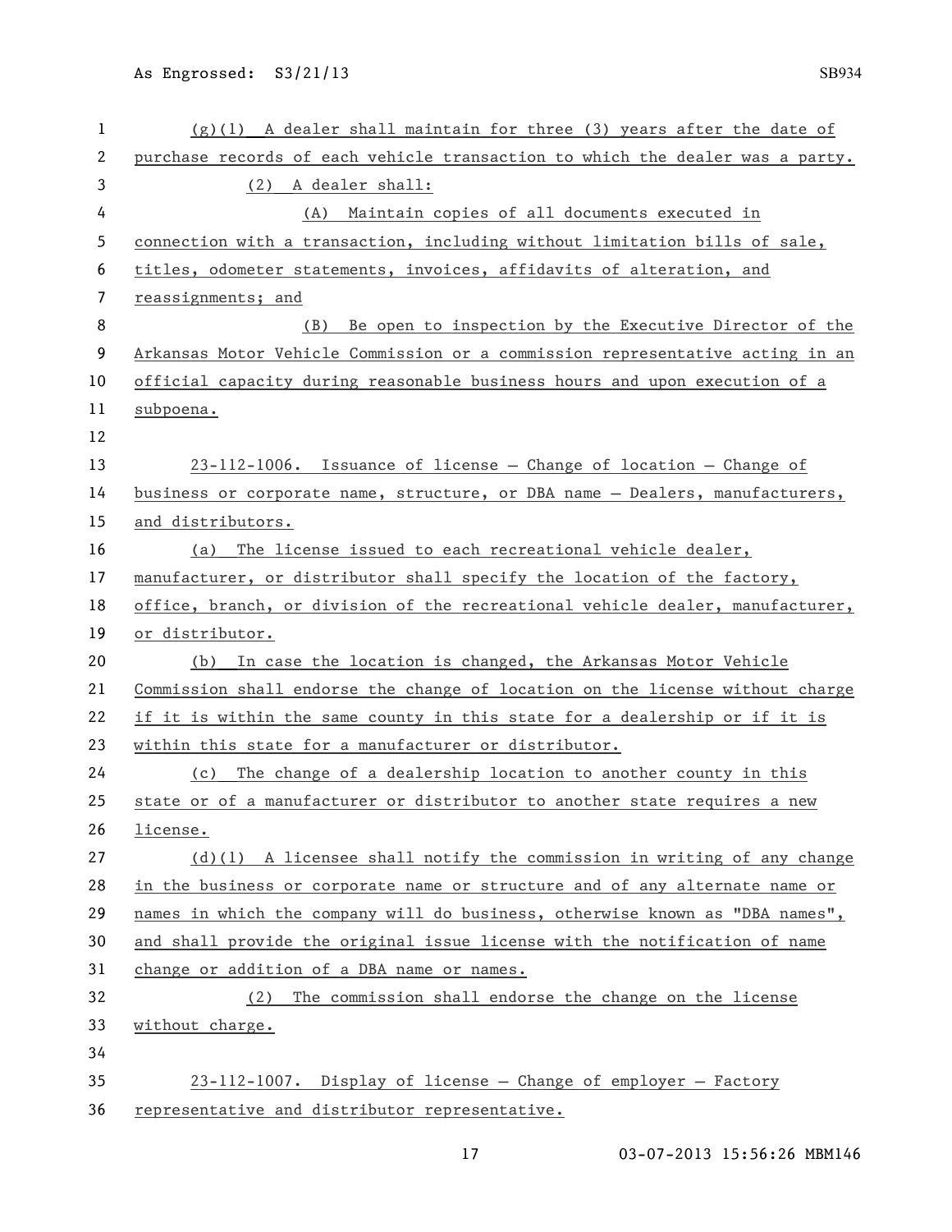(g)(1) A dealer shall maintain for three (3) years after the date of purchase records of each vehicle transaction to which the dealer was a party.

(2) A dealer shall:

(A) Maintain copies of all documents executed in connection with a transaction, including without limitation bills of sale, titles, odometer statements, invoices, affidavits of alteration, and reassignments; and

(B) Be open to inspection by the Executive Director of the Arkansas Motor Vehicle Commission or a commission representative acting in an official capacity during reasonable business hours and upon execution of a subpoena.

23-112-1006. Issuance of license — Change of location — Change of business or corporate name, structure, or DBA name — Dealers, manufacturers, and distributors.

(a) The license issued to each recreational vehicle dealer, manufacturer, or distributor shall specify the location of the factory, office, branch, or division of the recreational vehicle dealer, manufacturer, or distributor.

(b) In case the location is changed, the Arkansas Motor Vehicle Commission shall endorse the change of location on the license without charge if it is within the same county in this state for a dealership or if it is within this state for a manufacturer or distributor.

(c) The change of a dealership location to another county in this state or of a manufacturer or distributor to another state requires a new license.

(d)(1) A licensee shall notify the commission in writing of any change in the business or corporate name or structure and of any alternate name or names in which the company will do business, otherwise known as "DBA names", and shall provide the original issue license with the notification of name change or addition of a DBA name or names.

(2) The commission shall endorse the change on the license without charge.

23-112-1007. Display of license — Change of employer — Factory representative and distributor representative.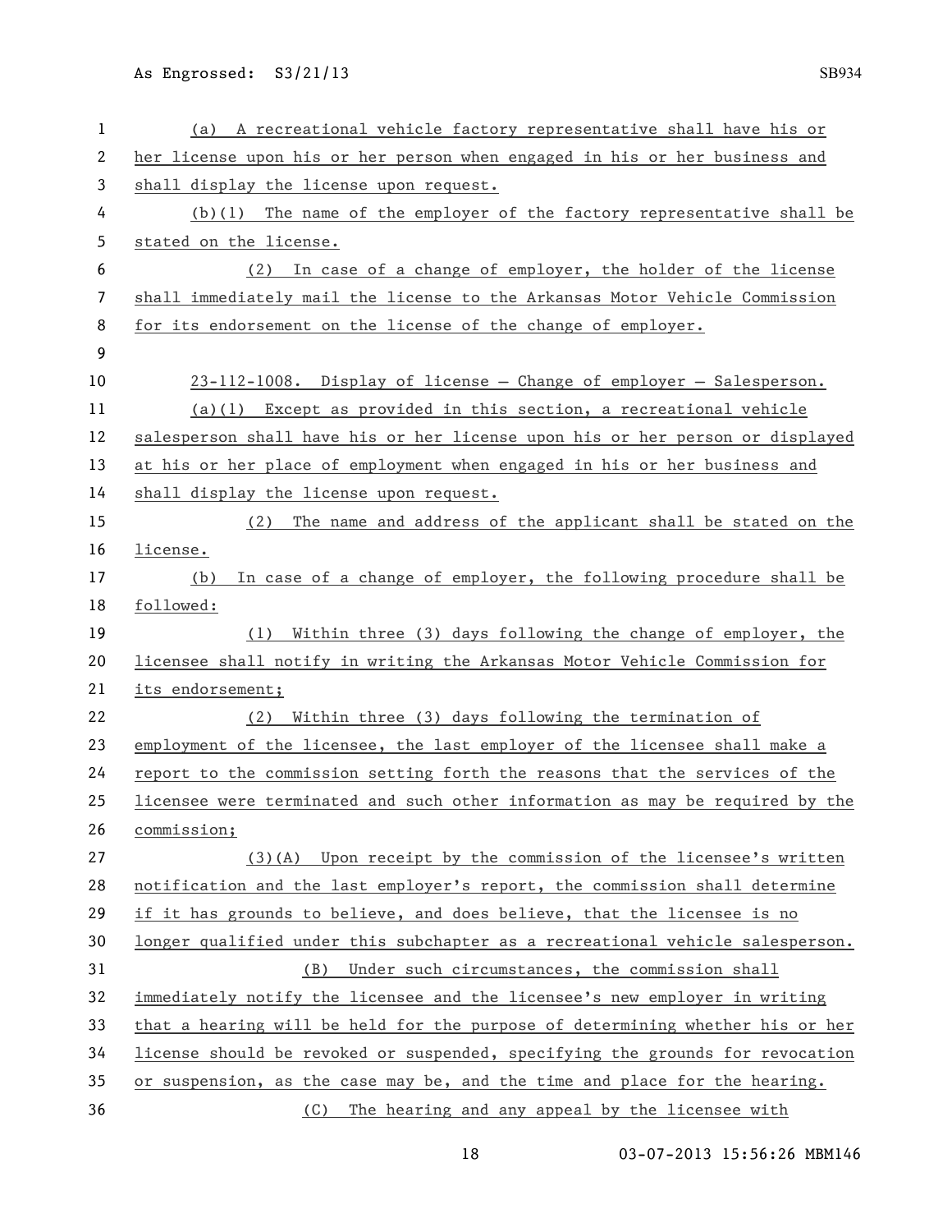(a) A recreational vehicle factory representative shall have his or her license upon his or her person when engaged in his or her business and shall display the license upon request.

(b)(1) The name of the employer of the factory representative shall be stated on the license.

(2) In case of a change of employer, the holder of the license shall immediately mail the license to the Arkansas Motor Vehicle Commission for its endorsement on the license of the change of employer.

23-112-1008. Display of license — Change of employer — Salesperson.

(a)(1) Except as provided in this section, a recreational vehicle salesperson shall have his or her license upon his or her person or displayed at his or her place of employment when engaged in his or her business and shall display the license upon request.

(2) The name and address of the applicant shall be stated on the license.

(b) In case of a change of employer, the following procedure shall be followed:

(1) Within three (3) days following the change of employer, the licensee shall notify in writing the Arkansas Motor Vehicle Commission for its endorsement;

(2) Within three (3) days following the termination of employment of the licensee, the last employer of the licensee shall make a report to the commission setting forth the reasons that the services of the licensee were terminated and such other information as may be required by the commission;

(3)(A) Upon receipt by the commission of the licensee's written notification and the last employer's report, the commission shall determine if it has grounds to believe, and does believe, that the licensee is no longer qualified under this subchapter as a recreational vehicle salesperson.

(B) Under such circumstances, the commission shall immediately notify the licensee and the licensee's new employer in writing that a hearing will be held for the purpose of determining whether his or her license should be revoked or suspended, specifying the grounds for revocation or suspension, as the case may be, and the time and place for the hearing.

(C) The hearing and any appeal by the licensee with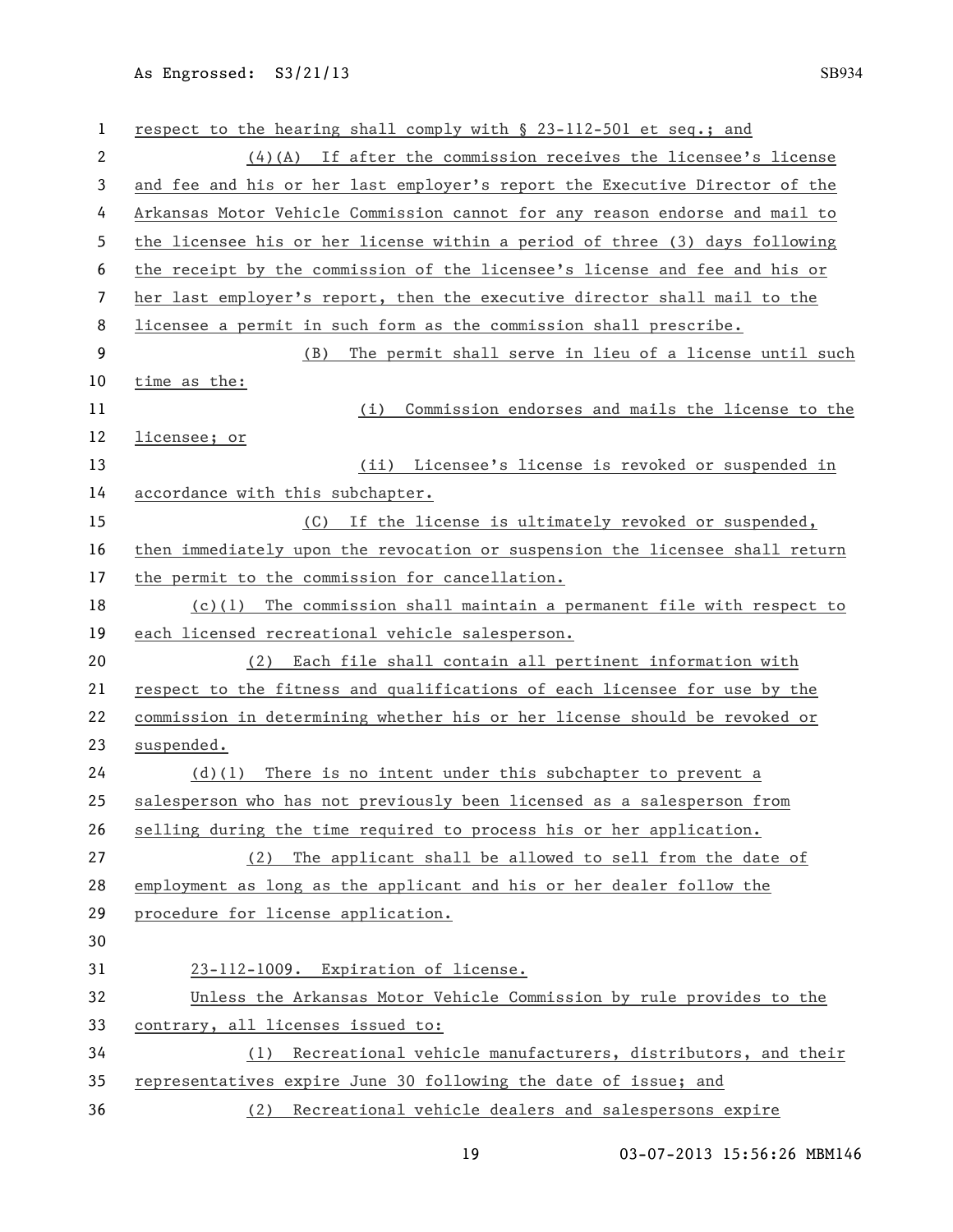respect to the hearing shall comply with § 23-112-501 et seq.; and

(4)(A) If after the commission receives the licensee's license and fee and his or her last employer's report the Executive Director of the Arkansas Motor Vehicle Commission cannot for any reason endorse and mail to the licensee his or her license within a period of three (3) days following the receipt by the commission of the licensee's license and fee and his or her last employer's report, then the executive director shall mail to the licensee a permit in such form as the commission shall prescribe.

(B) The permit shall serve in lieu of a license until such time as the:

(i) Commission endorses and mails the license to the licensee; or

(ii) Licensee's license is revoked or suspended in accordance with this subchapter.

(C) If the license is ultimately revoked or suspended, then immediately upon the revocation or suspension the licensee shall return the permit to the commission for cancellation.

(c)(1) The commission shall maintain a permanent file with respect to each licensed recreational vehicle salesperson.

(2) Each file shall contain all pertinent information with respect to the fitness and qualifications of each licensee for use by the commission in determining whether his or her license should be revoked or suspended.

(d)(1) There is no intent under this subchapter to prevent a salesperson who has not previously been licensed as a salesperson from selling during the time required to process his or her application.

(2) The applicant shall be allowed to sell from the date of employment as long as the applicant and his or her dealer follow the procedure for license application.

23-112-1009. Expiration of license.

Unless the Arkansas Motor Vehicle Commission by rule provides to the contrary, all licenses issued to:

(1) Recreational vehicle manufacturers, distributors, and their representatives expire June 30 following the date of issue; and

(2) Recreational vehicle dealers and salespersons expire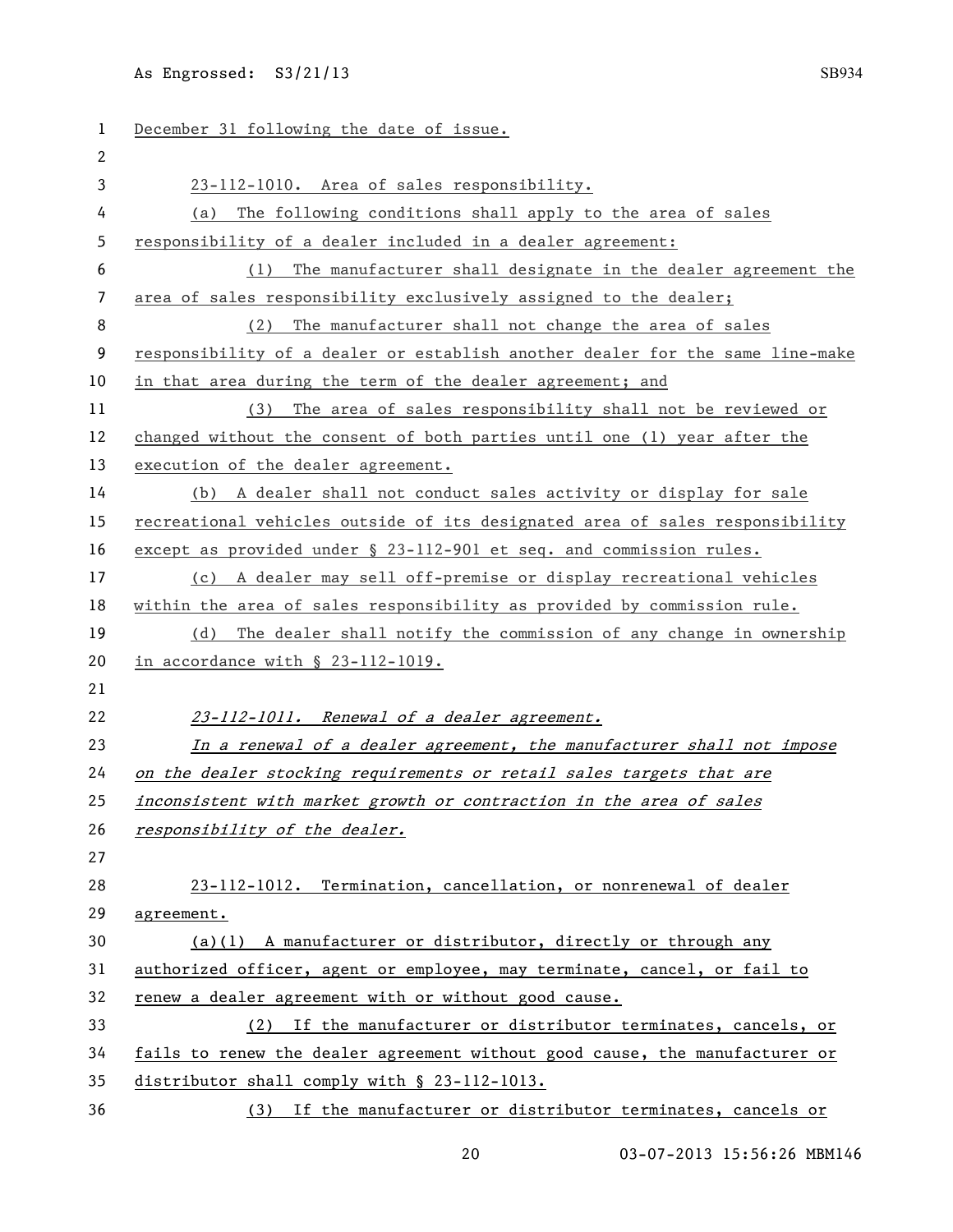December 31 following the date of issue.

23-112-1010. Area of sales responsibility.

(a) The following conditions shall apply to the area of sales responsibility of a dealer included in a dealer agreement:

(1) The manufacturer shall designate in the dealer agreement the area of sales responsibility exclusively assigned to the dealer;

(2) The manufacturer shall not change the area of sales responsibility of a dealer or establish another dealer for the same line-make in that area during the term of the dealer agreement; and

(3) The area of sales responsibility shall not be reviewed or changed without the consent of both parties until one (1) year after the execution of the dealer agreement.

(b) A dealer shall not conduct sales activity or display for sale recreational vehicles outside of its designated area of sales responsibility except as provided under § 23-112-901 et seq. and commission rules.

(c) A dealer may sell off-premise or display recreational vehicles within the area of sales responsibility as provided by commission rule.

(d) The dealer shall notify the commission of any change in ownership in accordance with § 23-112-1019.

*23-112-1011. Renewal of a dealer agreement.*

*In a renewal of a dealer agreement, the manufacturer shall not impose on the dealer stocking requirements or retail sales targets that are inconsistent with market growth or contraction in the area of sales responsibility of the dealer.*

23-112-1012. Termination, cancellation, or nonrenewal of dealer agreement.

(a)(1) A manufacturer or distributor, directly or through any authorized officer, agent or employee, may terminate, cancel, or fail to renew a dealer agreement with or without good cause.

(2) If the manufacturer or distributor terminates, cancels, or fails to renew the dealer agreement without good cause, the manufacturer or distributor shall comply with § 23-112-1013.

(3) If the manufacturer or distributor terminates, cancels or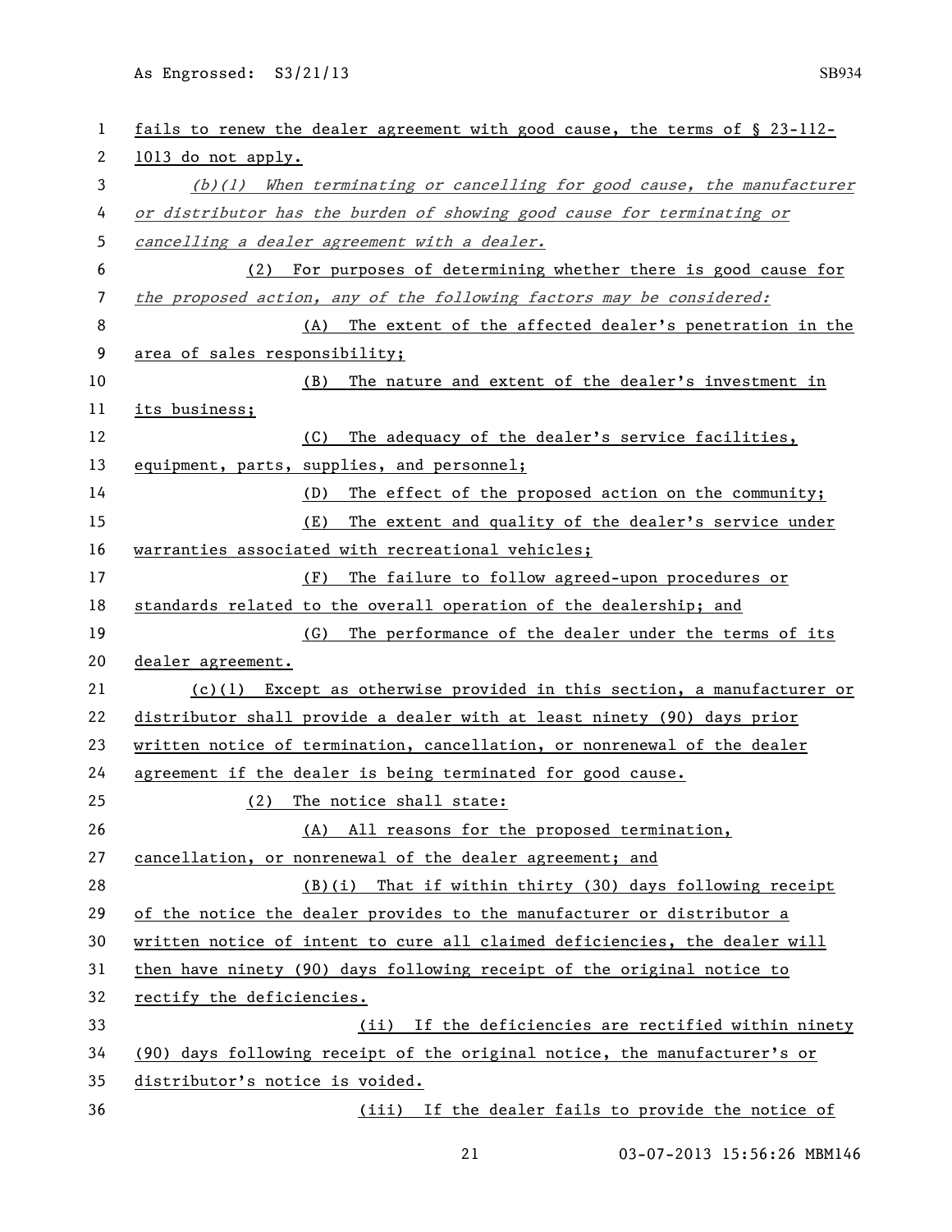fails to renew the dealer agreement with good cause, the terms of § 23-112-1013 do not apply.

*(b)(1) When terminating or cancelling for good cause, the manufacturer or distributor has the burden of showing good cause for terminating or cancelling a dealer agreement with a dealer.*

(2) For purposes of determining whether there is good cause for *the proposed action, any of the following factors may be considered:*

(A) The extent of the affected dealer's penetration in the area of sales responsibility;

(B) The nature and extent of the dealer's investment in its business;

(C) The adequacy of the dealer's service facilities, equipment, parts, supplies, and personnel;

(D) The effect of the proposed action on the community;

(E) The extent and quality of the dealer's service under warranties associated with recreational vehicles;

(F) The failure to follow agreed-upon procedures or standards related to the overall operation of the dealership; and

(G) The performance of the dealer under the terms of its dealer agreement.

(c)(1) Except as otherwise provided in this section, a manufacturer or distributor shall provide a dealer with at least ninety (90) days prior written notice of termination, cancellation, or nonrenewal of the dealer agreement if the dealer is being terminated for good cause.

(2) The notice shall state:

(A) All reasons for the proposed termination, cancellation, or nonrenewal of the dealer agreement; and

(B)(i) That if within thirty (30) days following receipt of the notice the dealer provides to the manufacturer or distributor a written notice of intent to cure all claimed deficiencies, the dealer will then have ninety (90) days following receipt of the original notice to rectify the deficiencies.

(ii) If the deficiencies are rectified within ninety (90) days following receipt of the original notice, the manufacturer's or distributor's notice is voided.

(iii) If the dealer fails to provide the notice of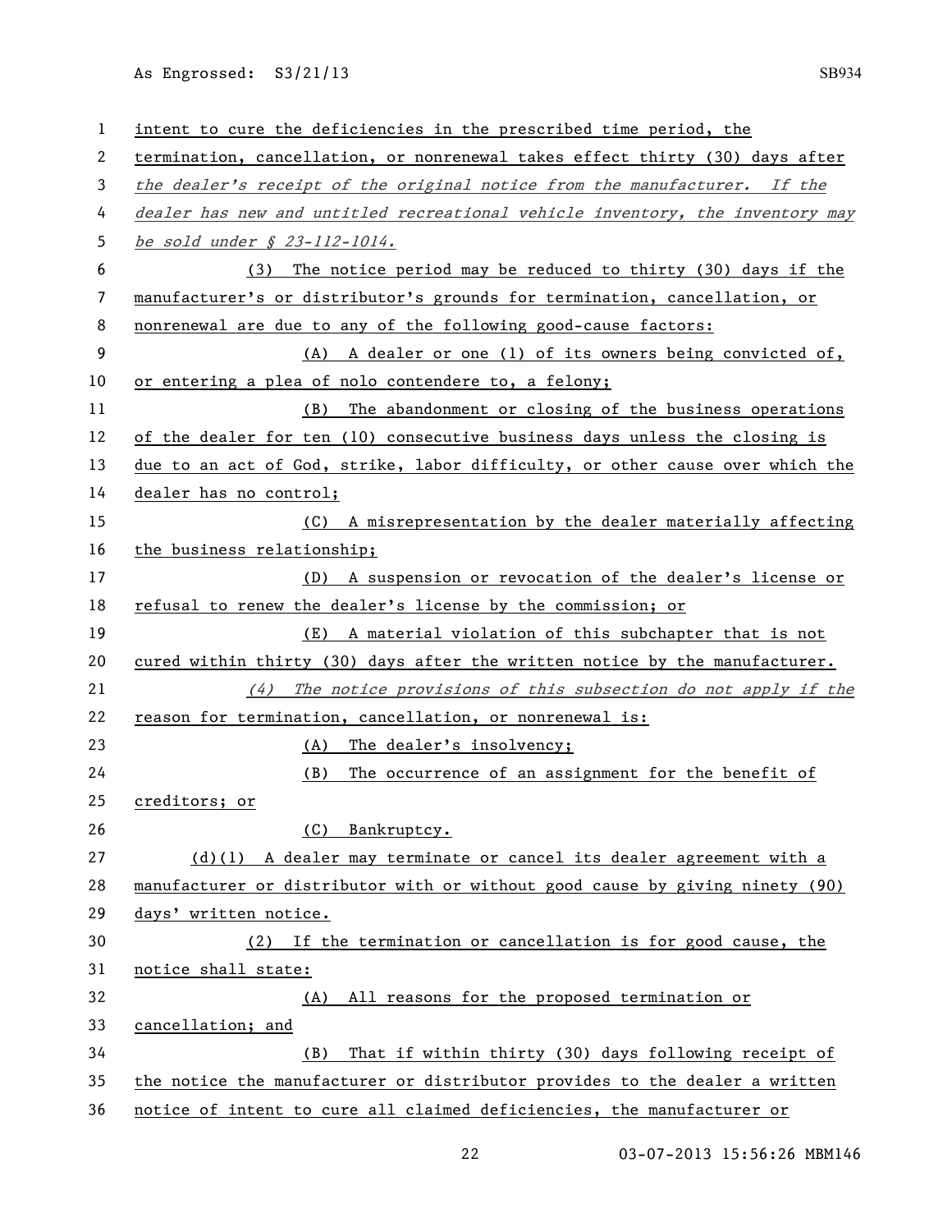intent to cure the deficiencies in the prescribed time period, the termination, cancellation, or nonrenewal takes effect thirty (30) days after *the dealer's receipt of the original notice from the manufacturer. If the dealer has new and untitled recreational vehicle inventory, the inventory may be sold under § 23-112-1014.*

(3) The notice period may be reduced to thirty (30) days if the manufacturer's or distributor's grounds for termination, cancellation, or nonrenewal are due to any of the following good-cause factors:

(A) A dealer or one (1) of its owners being convicted of, or entering a plea of nolo contendere to, a felony;

(B) The abandonment or closing of the business operations of the dealer for ten (10) consecutive business days unless the closing is due to an act of God, strike, labor difficulty, or other cause over which the dealer has no control;

(C) A misrepresentation by the dealer materially affecting the business relationship;

(D) A suspension or revocation of the dealer's license or refusal to renew the dealer's license by the commission; or

(E) A material violation of this subchapter that is not cured within thirty (30) days after the written notice by the manufacturer.

*(4) The notice provisions of this subsection do not apply if the* reason for termination, cancellation, or nonrenewal is:

(A) The dealer's insolvency;

(B) The occurrence of an assignment for the benefit of creditors; or

(C) Bankruptcy.

(d)(1) A dealer may terminate or cancel its dealer agreement with a manufacturer or distributor with or without good cause by giving ninety (90) days' written notice.

(2) If the termination or cancellation is for good cause, the notice shall state:

(A) All reasons for the proposed termination or cancellation; and

(B) That if within thirty (30) days following receipt of the notice the manufacturer or distributor provides to the dealer a written notice of intent to cure all claimed deficiencies, the manufacturer or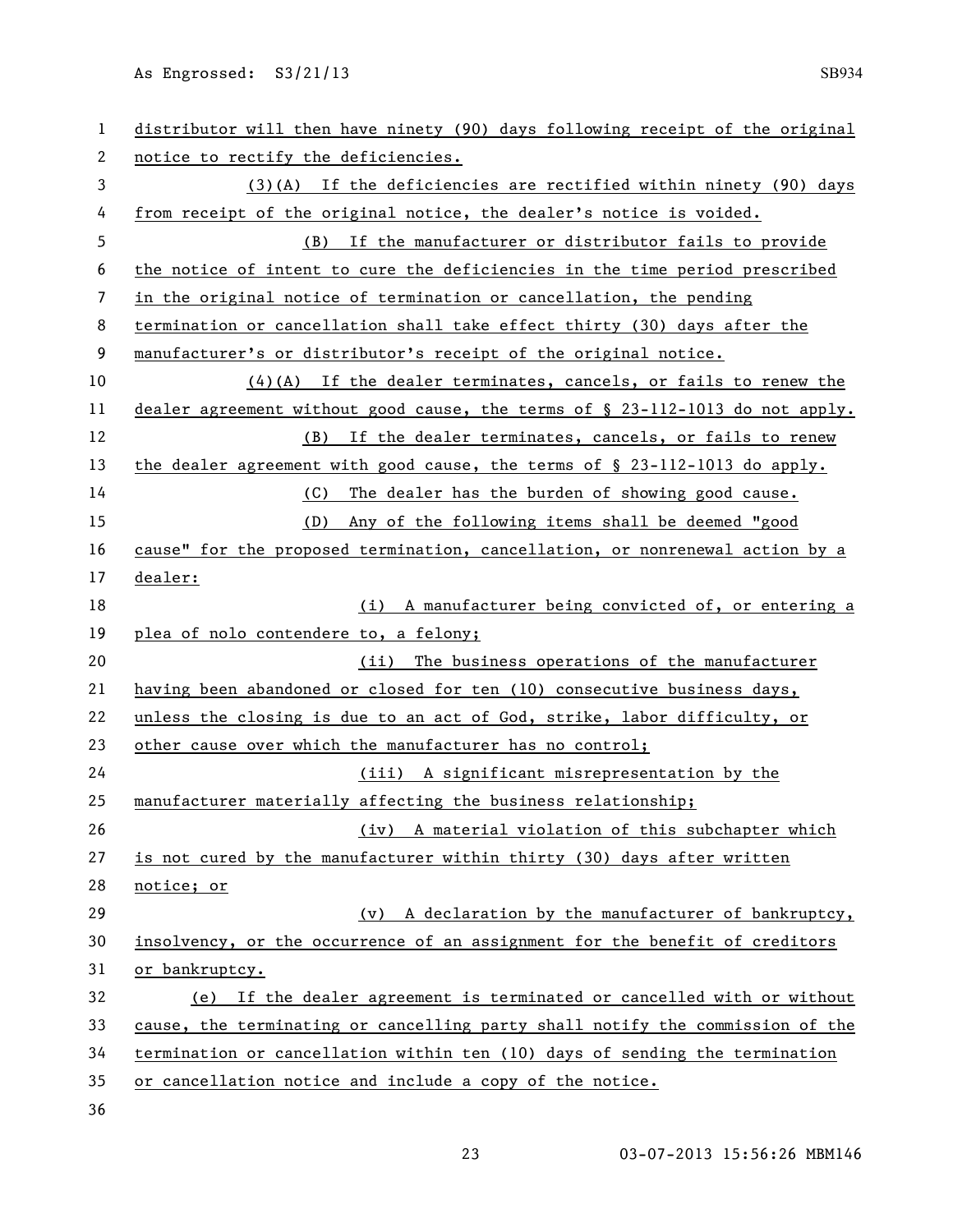distributor will then have ninety (90) days following receipt of the original notice to rectify the deficiencies.

(3)(A) If the deficiencies are rectified within ninety (90) days from receipt of the original notice, the dealer's notice is voided.

(B) If the manufacturer or distributor fails to provide the notice of intent to cure the deficiencies in the time period prescribed in the original notice of termination or cancellation, the pending termination or cancellation shall take effect thirty (30) days after the manufacturer's or distributor's receipt of the original notice.

(4)(A) If the dealer terminates, cancels, or fails to renew the dealer agreement without good cause, the terms of § 23-112-1013 do not apply.

(B) If the dealer terminates, cancels, or fails to renew the dealer agreement with good cause, the terms of § 23-112-1013 do apply.

(C) The dealer has the burden of showing good cause.

(D) Any of the following items shall be deemed "good cause" for the proposed termination, cancellation, or nonrenewal action by a dealer:

(i) A manufacturer being convicted of, or entering a plea of nolo contendere to, a felony;

(ii) The business operations of the manufacturer having been abandoned or closed for ten (10) consecutive business days, unless the closing is due to an act of God, strike, labor difficulty, or other cause over which the manufacturer has no control;

(iii) A significant misrepresentation by the manufacturer materially affecting the business relationship;

(iv) A material violation of this subchapter which is not cured by the manufacturer within thirty (30) days after written notice; or

(v) A declaration by the manufacturer of bankruptcy, insolvency, or the occurrence of an assignment for the benefit of creditors or bankruptcy.

(e) If the dealer agreement is terminated or cancelled with or without cause, the terminating or cancelling party shall notify the commission of the termination or cancellation within ten (10) days of sending the termination or cancellation notice and include a copy of the notice.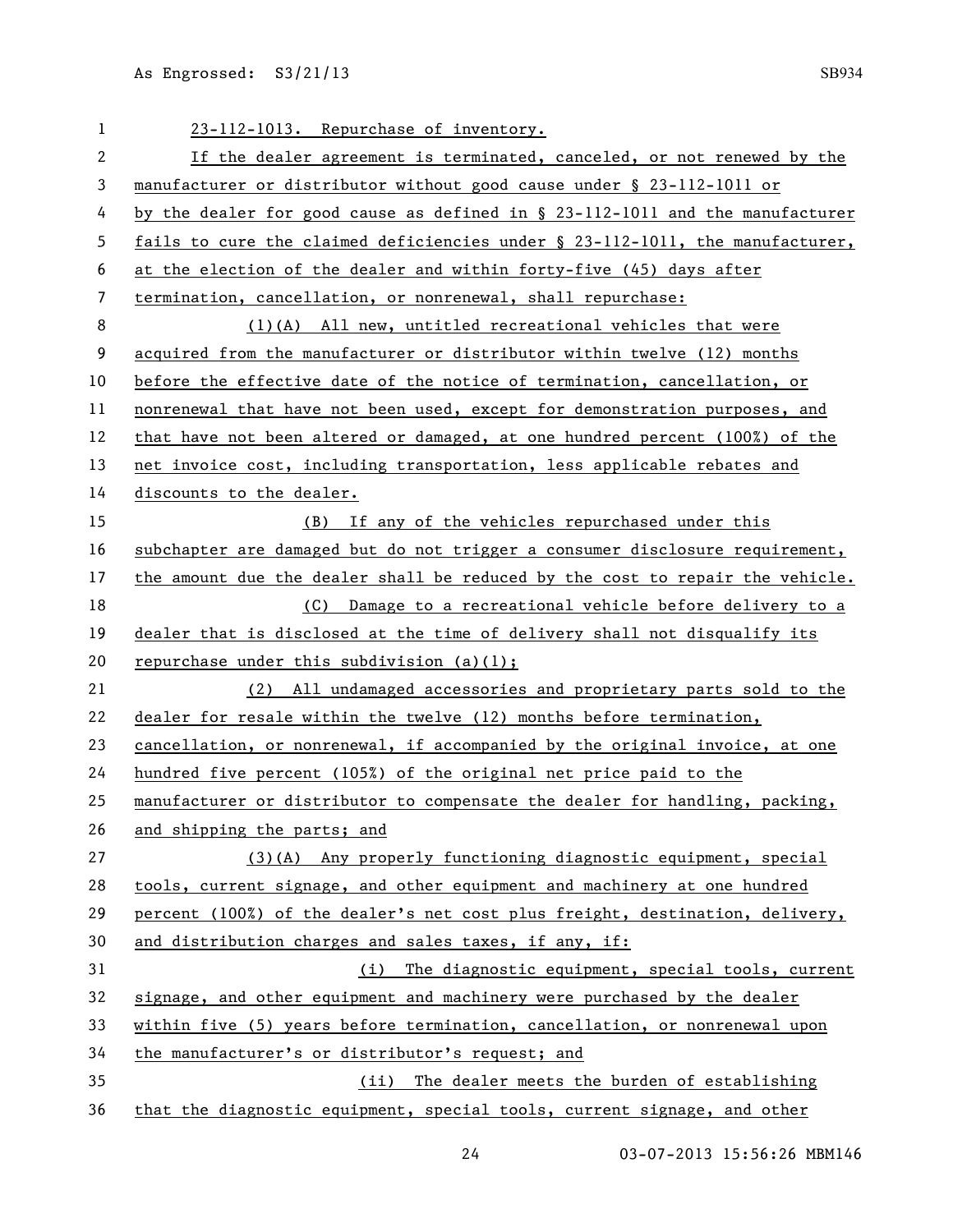23-112-1013. Repurchase of inventory.

If the dealer agreement is terminated, canceled, or not renewed by the manufacturer or distributor without good cause under § 23-112-1011 or by the dealer for good cause as defined in § 23-112-1011 and the manufacturer fails to cure the claimed deficiencies under § 23-112-1011, the manufacturer, at the election of the dealer and within forty-five (45) days after termination, cancellation, or nonrenewal, shall repurchase:

(1)(A) All new, untitled recreational vehicles that were acquired from the manufacturer or distributor within twelve (12) months before the effective date of the notice of termination, cancellation, or nonrenewal that have not been used, except for demonstration purposes, and that have not been altered or damaged, at one hundred percent (100%) of the net invoice cost, including transportation, less applicable rebates and discounts to the dealer.

(B) If any of the vehicles repurchased under this subchapter are damaged but do not trigger a consumer disclosure requirement, the amount due the dealer shall be reduced by the cost to repair the vehicle.

(C) Damage to a recreational vehicle before delivery to a dealer that is disclosed at the time of delivery shall not disqualify its repurchase under this subdivision (a)(1);

(2) All undamaged accessories and proprietary parts sold to the dealer for resale within the twelve (12) months before termination, cancellation, or nonrenewal, if accompanied by the original invoice, at one hundred five percent (105%) of the original net price paid to the manufacturer or distributor to compensate the dealer for handling, packing, and shipping the parts; and

(3)(A) Any properly functioning diagnostic equipment, special tools, current signage, and other equipment and machinery at one hundred percent (100%) of the dealer's net cost plus freight, destination, delivery, and distribution charges and sales taxes, if any, if:

(i) The diagnostic equipment, special tools, current signage, and other equipment and machinery were purchased by the dealer within five (5) years before termination, cancellation, or nonrenewal upon the manufacturer's or distributor's request; and

(ii) The dealer meets the burden of establishing that the diagnostic equipment, special tools, current signage, and other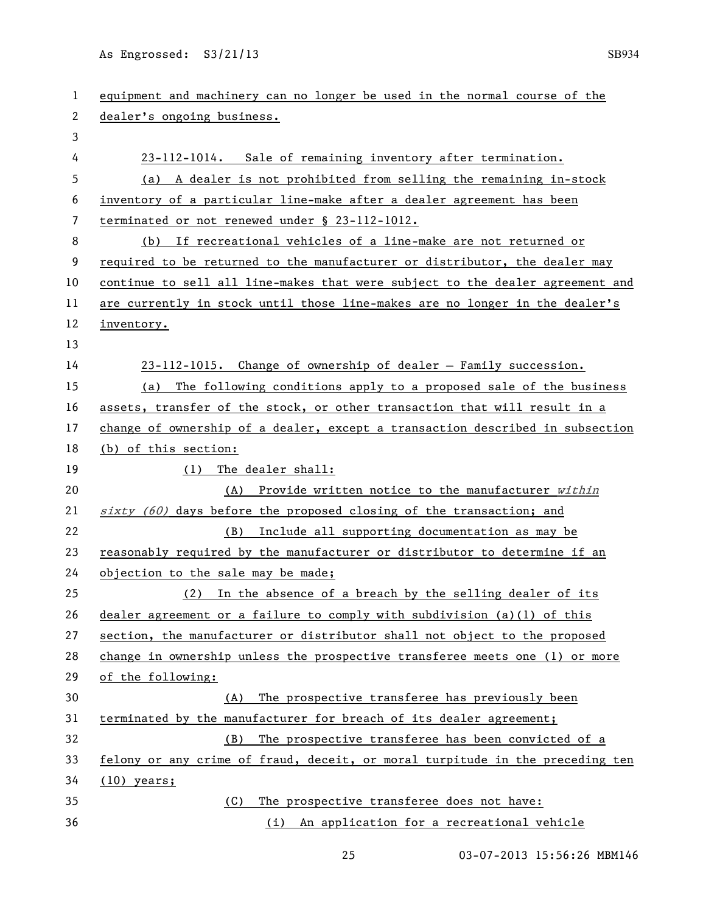equipment and machinery can no longer be used in the normal course of the dealer's ongoing business.

23-112-1014. Sale of remaining inventory after termination.

(a) A dealer is not prohibited from selling the remaining in-stock inventory of a particular line-make after a dealer agreement has been terminated or not renewed under § 23-112-1012.

(b) If recreational vehicles of a line-make are not returned or required to be returned to the manufacturer or distributor, the dealer may continue to sell all line-makes that were subject to the dealer agreement and are currently in stock until those line-makes are no longer in the dealer's inventory.

23-112-1015. Change of ownership of dealer — Family succession.

(a) The following conditions apply to a proposed sale of the business assets, transfer of the stock, or other transaction that will result in a change of ownership of a dealer, except a transaction described in subsection (b) of this section:

(1) The dealer shall:

(A) Provide written notice to the manufacturer *within sixty (60)* days before the proposed closing of the transaction; and

(B) Include all supporting documentation as may be reasonably required by the manufacturer or distributor to determine if an objection to the sale may be made;

(2) In the absence of a breach by the selling dealer of its dealer agreement or a failure to comply with subdivision (a)(1) of this section, the manufacturer or distributor shall not object to the proposed change in ownership unless the prospective transferee meets one (1) or more of the following:

(A) The prospective transferee has previously been terminated by the manufacturer for breach of its dealer agreement;

(B) The prospective transferee has been convicted of a felony or any crime of fraud, deceit, or moral turpitude in the preceding ten (10) years;

(C) The prospective transferee does not have:

(i) An application for a recreational vehicle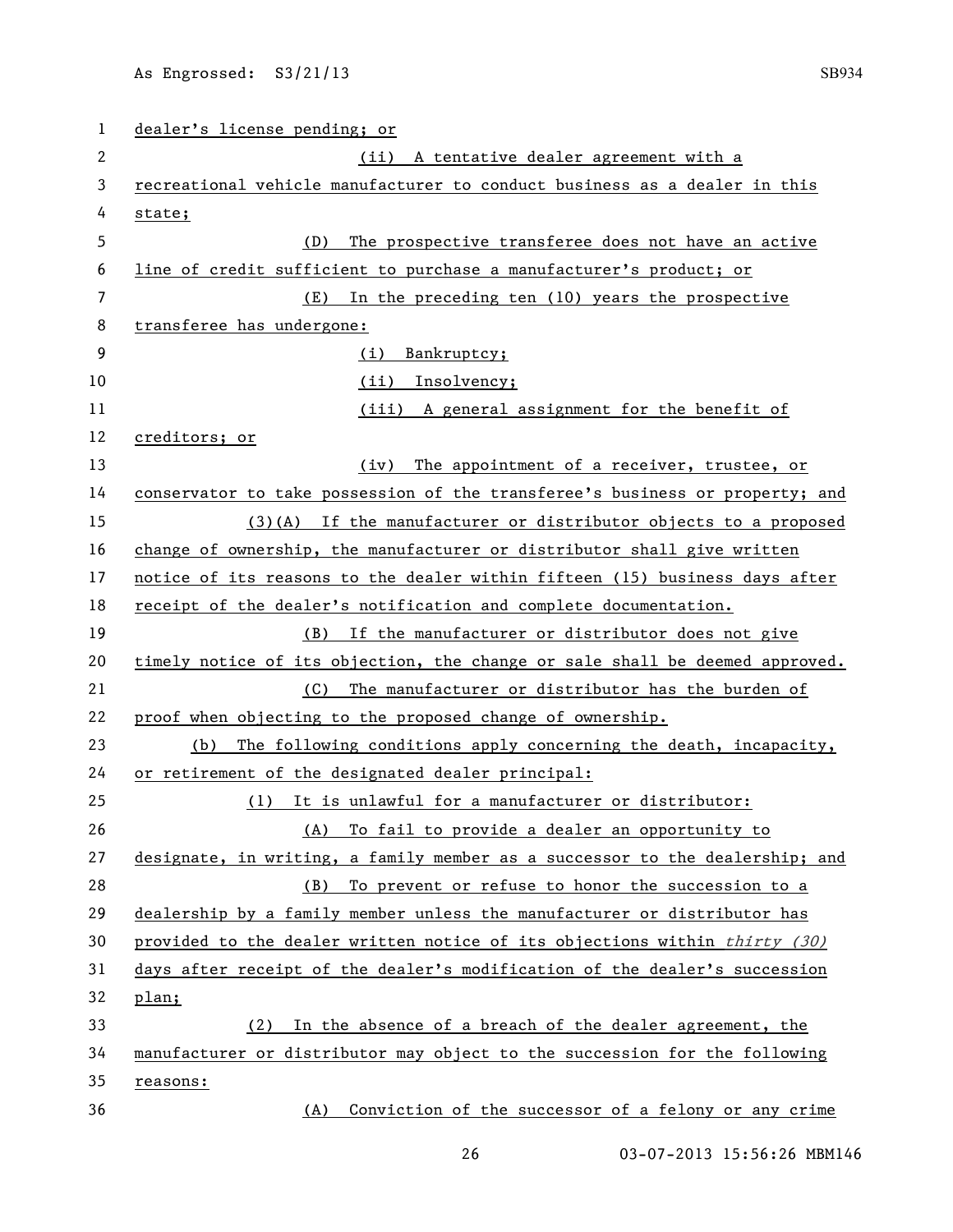dealer's license pending; or

(ii) A tentative dealer agreement with a recreational vehicle manufacturer to conduct business as a dealer in this state;

(D) The prospective transferee does not have an active line of credit sufficient to purchase a manufacturer's product; or

(E) In the preceding ten (10) years the prospective transferee has undergone:

(i) Bankruptcy;

(ii) Insolvency;

(iii) A general assignment for the benefit of creditors; or

(iv) The appointment of a receiver, trustee, or conservator to take possession of the transferee's business or property; and

(3)(A) If the manufacturer or distributor objects to a proposed change of ownership, the manufacturer or distributor shall give written notice of its reasons to the dealer within fifteen (15) business days after receipt of the dealer's notification and complete documentation.

(B) If the manufacturer or distributor does not give timely notice of its objection, the change or sale shall be deemed approved.

(C) The manufacturer or distributor has the burden of proof when objecting to the proposed change of ownership.

(b) The following conditions apply concerning the death, incapacity, or retirement of the designated dealer principal:

(1) It is unlawful for a manufacturer or distributor:

(A) To fail to provide a dealer an opportunity to designate, in writing, a family member as a successor to the dealership; and

(B) To prevent or refuse to honor the succession to a dealership by a family member unless the manufacturer or distributor has provided to the dealer written notice of its objections within *thirty (30)* days after receipt of the dealer's modification of the dealer's succession plan;

(2) In the absence of a breach of the dealer agreement, the manufacturer or distributor may object to the succession for the following reasons:

(A) Conviction of the successor of a felony or any crime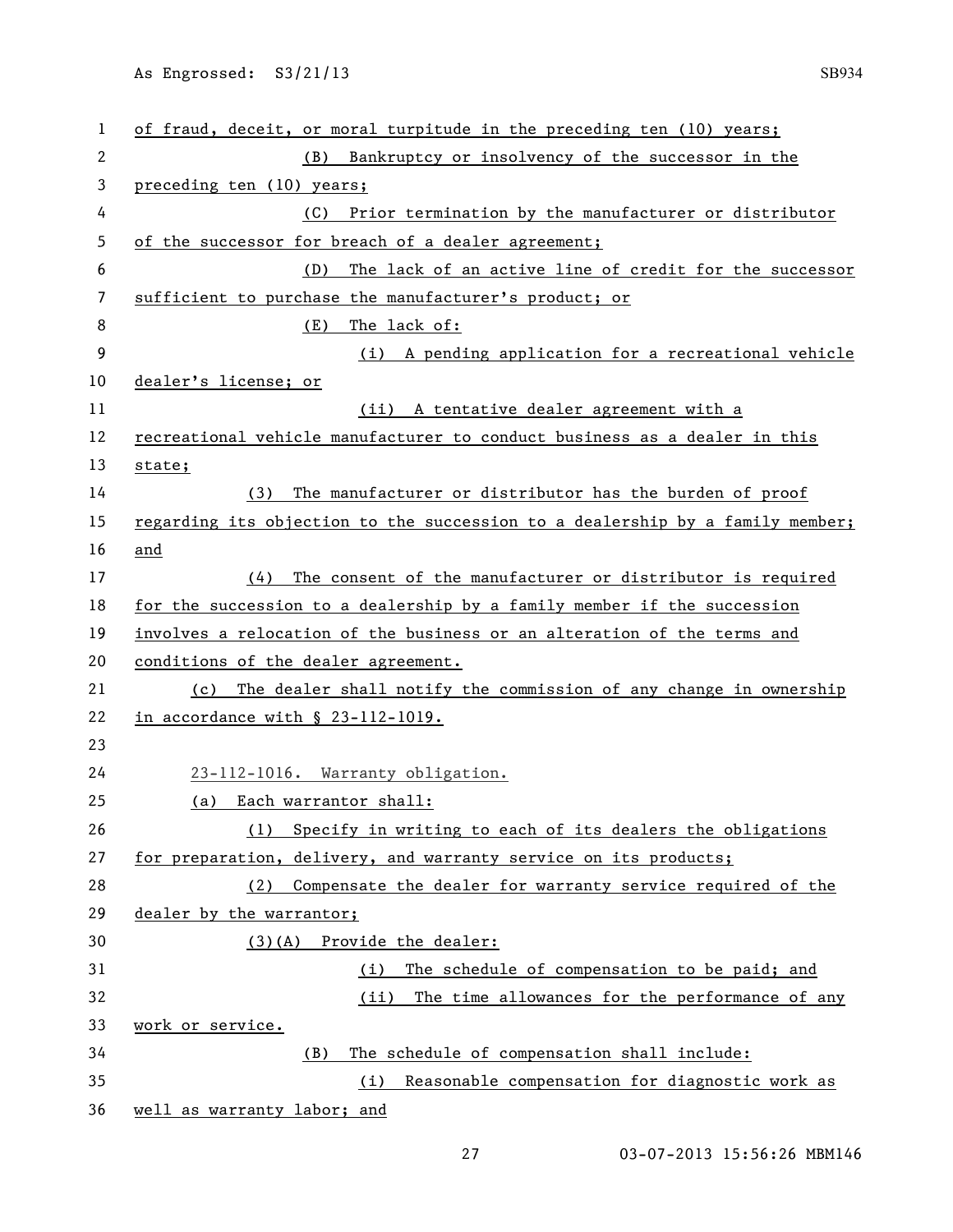of fraud, deceit, or moral turpitude in the preceding ten (10) years;

(B) Bankruptcy or insolvency of the successor in the preceding ten (10) years;

(C) Prior termination by the manufacturer or distributor of the successor for breach of a dealer agreement;

(D) The lack of an active line of credit for the successor sufficient to purchase the manufacturer's product; or

(E) The lack of:

(i) A pending application for a recreational vehicle dealer's license; or

(ii) A tentative dealer agreement with a recreational vehicle manufacturer to conduct business as a dealer in this state;

(3) The manufacturer or distributor has the burden of proof regarding its objection to the succession to a dealership by a family member; and

(4) The consent of the manufacturer or distributor is required for the succession to a dealership by a family member if the succession involves a relocation of the business or an alteration of the terms and conditions of the dealer agreement.

(c) The dealer shall notify the commission of any change in ownership in accordance with § 23-112-1019.

23-112-1016. Warranty obligation.

(a) Each warrantor shall:

(1) Specify in writing to each of its dealers the obligations for preparation, delivery, and warranty service on its products;

(2) Compensate the dealer for warranty service required of the dealer by the warrantor;

(3)(A) Provide the dealer:

(i) The schedule of compensation to be paid; and

(ii) The time allowances for the performance of any work or service.

(B) The schedule of compensation shall include:

(i) Reasonable compensation for diagnostic work as well as warranty labor; and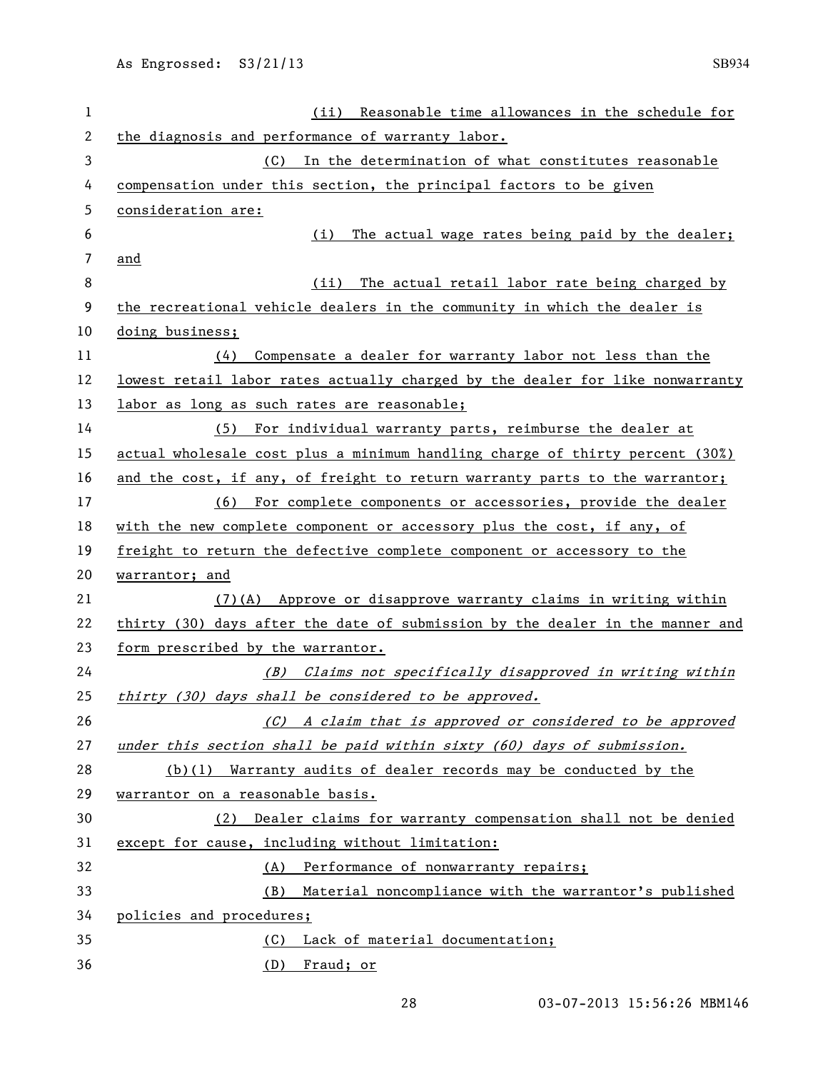(ii) Reasonable time allowances in the schedule for the diagnosis and performance of warranty labor.

(C) In the determination of what constitutes reasonable compensation under this section, the principal factors to be given consideration are:

(i) The actual wage rates being paid by the dealer; and

(ii) The actual retail labor rate being charged by the recreational vehicle dealers in the community in which the dealer is doing business;

(4) Compensate a dealer for warranty labor not less than the lowest retail labor rates actually charged by the dealer for like nonwarranty labor as long as such rates are reasonable;

(5) For individual warranty parts, reimburse the dealer at actual wholesale cost plus a minimum handling charge of thirty percent (30%) and the cost, if any, of freight to return warranty parts to the warrantor;

(6) For complete components or accessories, provide the dealer with the new complete component or accessory plus the cost, if any, of freight to return the defective complete component or accessory to the warrantor; and

(7)(A) Approve or disapprove warranty claims in writing within thirty (30) days after the date of submission by the dealer in the manner and form prescribed by the warrantor.

*(B) Claims not specifically disapproved in writing within thirty (30) days shall be considered to be approved.*

*(C) A claim that is approved or considered to be approved under this section shall be paid within sixty (60) days of submission.*

(b)(1) Warranty audits of dealer records may be conducted by the warrantor on a reasonable basis.

(2) Dealer claims for warranty compensation shall not be denied except for cause, including without limitation:

(A) Performance of nonwarranty repairs;

(B) Material noncompliance with the warrantor's published policies and procedures;

(C) Lack of material documentation;

(D) Fraud; or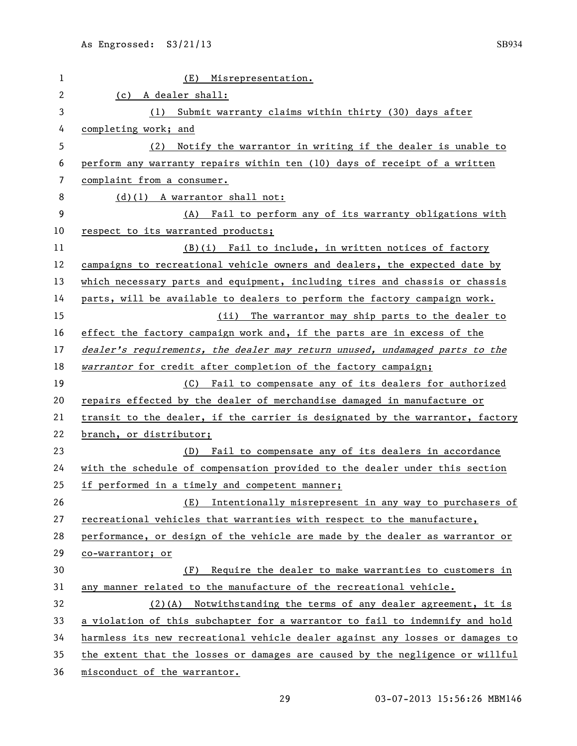(E) Misrepresentation.

(c) A dealer shall:

(1) Submit warranty claims within thirty (30) days after completing work; and

(2) Notify the warrantor in writing if the dealer is unable to perform any warranty repairs within ten (10) days of receipt of a written complaint from a consumer.

(d)(1) A warrantor shall not:

(A) Fail to perform any of its warranty obligations with respect to its warranted products;

(B)(i) Fail to include, in written notices of factory campaigns to recreational vehicle owners and dealers, the expected date by which necessary parts and equipment, including tires and chassis or chassis parts, will be available to dealers to perform the factory campaign work.

(ii) The warrantor may ship parts to the dealer to effect the factory campaign work and, if the parts are in excess of the *dealer's requirements, the dealer may return unused, undamaged parts to the warrantor* for credit after completion of the factory campaign;

(C) Fail to compensate any of its dealers for authorized repairs effected by the dealer of merchandise damaged in manufacture or transit to the dealer, if the carrier is designated by the warrantor, factory branch, or distributor;

(D) Fail to compensate any of its dealers in accordance with the schedule of compensation provided to the dealer under this section if performed in a timely and competent manner;

(E) Intentionally misrepresent in any way to purchasers of recreational vehicles that warranties with respect to the manufacture, performance, or design of the vehicle are made by the dealer as warrantor or co-warrantor; or

(F) Require the dealer to make warranties to customers in any manner related to the manufacture of the recreational vehicle.

(2)(A) Notwithstanding the terms of any dealer agreement, it is a violation of this subchapter for a warrantor to fail to indemnify and hold harmless its new recreational vehicle dealer against any losses or damages to the extent that the losses or damages are caused by the negligence or willful misconduct of the warrantor.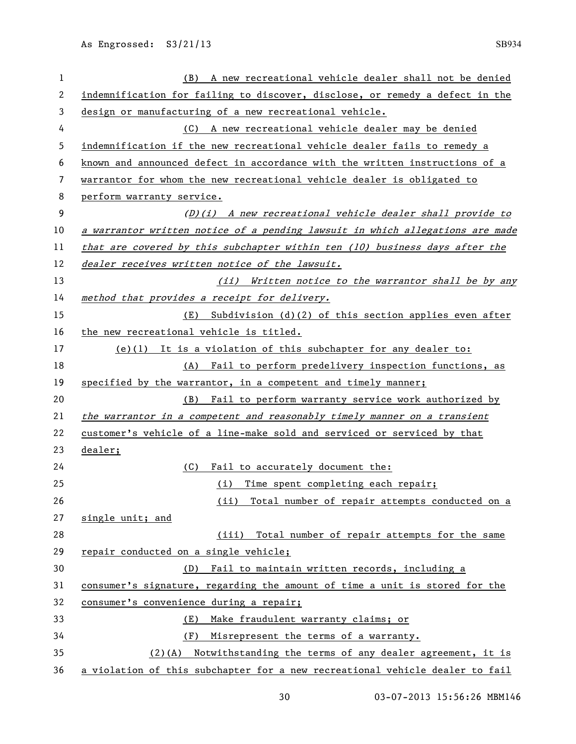(B) A new recreational vehicle dealer shall not be denied indemnification for failing to discover, disclose, or remedy a defect in the design or manufacturing of a new recreational vehicle.

(C) A new recreational vehicle dealer may be denied indemnification if the new recreational vehicle dealer fails to remedy a known and announced defect in accordance with the written instructions of a warrantor for whom the new recreational vehicle dealer is obligated to perform warranty service.

*(D)(i) A new recreational vehicle dealer shall provide to a warrantor written notice of a pending lawsuit in which allegations are made that are covered by this subchapter within ten (10) business days after the dealer receives written notice of the lawsuit.*

*(ii) Written notice to the warrantor shall be by any method that provides a receipt for delivery.*

(E) Subdivision (d)(2) of this section applies even after the new recreational vehicle is titled.

(e)(1) It is a violation of this subchapter for any dealer to:

(A) Fail to perform predelivery inspection functions, as specified by the warrantor, in a competent and timely manner;

(B) Fail to perform warranty service work authorized by *the warrantor in a competent and reasonably timely manner on a transient* customer's vehicle of a line-make sold and serviced or serviced by that dealer;

(C) Fail to accurately document the:

(i) Time spent completing each repair;

(ii) Total number of repair attempts conducted on a single unit; and

(iii) Total number of repair attempts for the same repair conducted on a single vehicle;

(D) Fail to maintain written records, including a consumer's signature, regarding the amount of time a unit is stored for the consumer's convenience during a repair;

(E) Make fraudulent warranty claims; or

(F) Misrepresent the terms of a warranty.

(2)(A) Notwithstanding the terms of any dealer agreement, it is a violation of this subchapter for a new recreational vehicle dealer to fail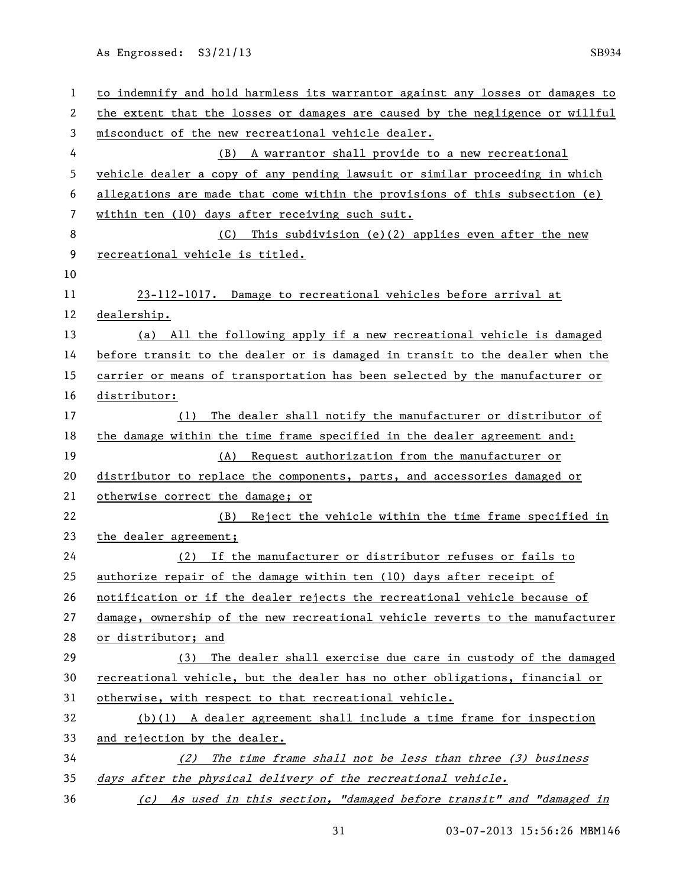to indemnify and hold harmless its warrantor against any losses or damages to the extent that the losses or damages are caused by the negligence or willful misconduct of the new recreational vehicle dealer.

(B) A warrantor shall provide to a new recreational vehicle dealer a copy of any pending lawsuit or similar proceeding in which allegations are made that come within the provisions of this subsection (e) within ten (10) days after receiving such suit.

(C) This subdivision (e)(2) applies even after the new recreational vehicle is titled.

23-112-1017. Damage to recreational vehicles before arrival at dealership.

(a) All the following apply if a new recreational vehicle is damaged before transit to the dealer or is damaged in transit to the dealer when the carrier or means of transportation has been selected by the manufacturer or distributor:

(1) The dealer shall notify the manufacturer or distributor of the damage within the time frame specified in the dealer agreement and:

(A) Request authorization from the manufacturer or distributor to replace the components, parts, and accessories damaged or otherwise correct the damage; or

(B) Reject the vehicle within the time frame specified in the dealer agreement;

(2) If the manufacturer or distributor refuses or fails to authorize repair of the damage within ten (10) days after receipt of notification or if the dealer rejects the recreational vehicle because of damage, ownership of the new recreational vehicle reverts to the manufacturer or distributor; and

(3) The dealer shall exercise due care in custody of the damaged recreational vehicle, but the dealer has no other obligations, financial or otherwise, with respect to that recreational vehicle.

(b)(1) A dealer agreement shall include a time frame for inspection and rejection by the dealer.

*(2) The time frame shall not be less than three (3) business days after the physical delivery of the recreational vehicle.*

*(c) As used in this section, "damaged before transit" and "damaged in*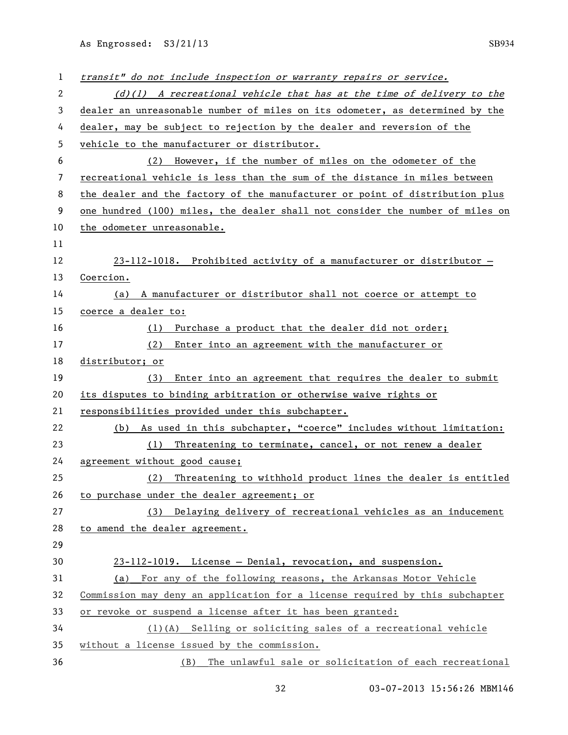*transit" do not include inspection or warranty repairs or service.*

*(d)(1) A recreational vehicle that has at the time of delivery to the* dealer an unreasonable number of miles on its odometer, as determined by the dealer, may be subject to rejection by the dealer and reversion of the vehicle to the manufacturer or distributor.

(2) However, if the number of miles on the odometer of the recreational vehicle is less than the sum of the distance in miles between the dealer and the factory of the manufacturer or point of distribution plus one hundred (100) miles, the dealer shall not consider the number of miles on the odometer unreasonable.

23-112-1018. Prohibited activity of a manufacturer or distributor — Coercion.

(a) A manufacturer or distributor shall not coerce or attempt to coerce a dealer to:

(1) Purchase a product that the dealer did not order;

(2) Enter into an agreement with the manufacturer or distributor; or

(3) Enter into an agreement that requires the dealer to submit its disputes to binding arbitration or otherwise waive rights or responsibilities provided under this subchapter.

(b) As used in this subchapter, "coerce" includes without limitation:

(1) Threatening to terminate, cancel, or not renew a dealer agreement without good cause;

(2) Threatening to withhold product lines the dealer is entitled to purchase under the dealer agreement; or

(3) Delaying delivery of recreational vehicles as an inducement to amend the dealer agreement.

23-112-1019. License — Denial, revocation, and suspension.

(a) For any of the following reasons, the Arkansas Motor Vehicle Commission may deny an application for a license required by this subchapter or revoke or suspend a license after it has been granted:

(1)(A) Selling or soliciting sales of a recreational vehicle without a license issued by the commission.

(B) The unlawful sale or solicitation of each recreational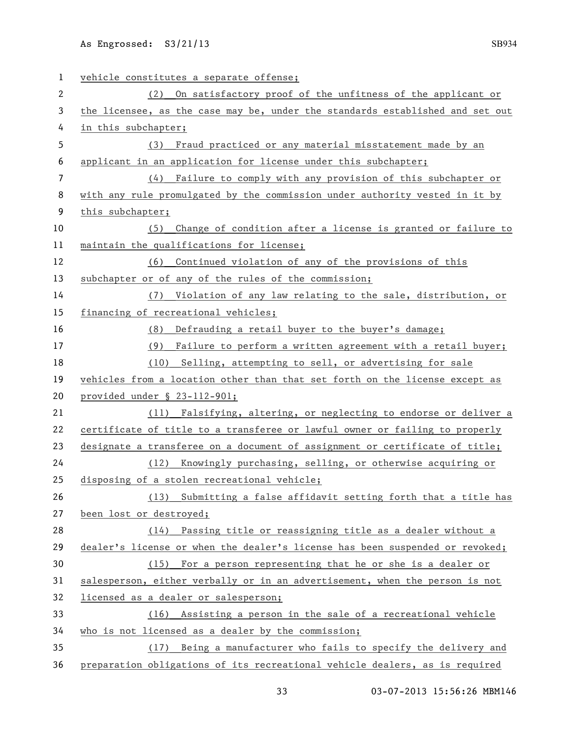vehicle constitutes a separate offense;

(2) On satisfactory proof of the unfitness of the applicant or the licensee, as the case may be, under the standards established and set out in this subchapter;

(3) Fraud practiced or any material misstatement made by an applicant in an application for license under this subchapter;

(4) Failure to comply with any provision of this subchapter or with any rule promulgated by the commission under authority vested in it by this subchapter;

(5) Change of condition after a license is granted or failure to maintain the qualifications for license;

(6) Continued violation of any of the provisions of this subchapter or of any of the rules of the commission;

(7) Violation of any law relating to the sale, distribution, or financing of recreational vehicles;

(8) Defrauding a retail buyer to the buyer's damage;

(9) Failure to perform a written agreement with a retail buyer;

(10) Selling, attempting to sell, or advertising for sale vehicles from a location other than that set forth on the license except as provided under § 23-112-901;

(11) Falsifying, altering, or neglecting to endorse or deliver a certificate of title to a transferee or lawful owner or failing to properly designate a transferee on a document of assignment or certificate of title;

(12) Knowingly purchasing, selling, or otherwise acquiring or disposing of a stolen recreational vehicle;

(13) Submitting a false affidavit setting forth that a title has been lost or destroyed;

(14) Passing title or reassigning title as a dealer without a dealer's license or when the dealer's license has been suspended or revoked;

(15) For a person representing that he or she is a dealer or salesperson, either verbally or in an advertisement, when the person is not licensed as a dealer or salesperson;

(16) Assisting a person in the sale of a recreational vehicle who is not licensed as a dealer by the commission;

(17) Being a manufacturer who fails to specify the delivery and preparation obligations of its recreational vehicle dealers, as is required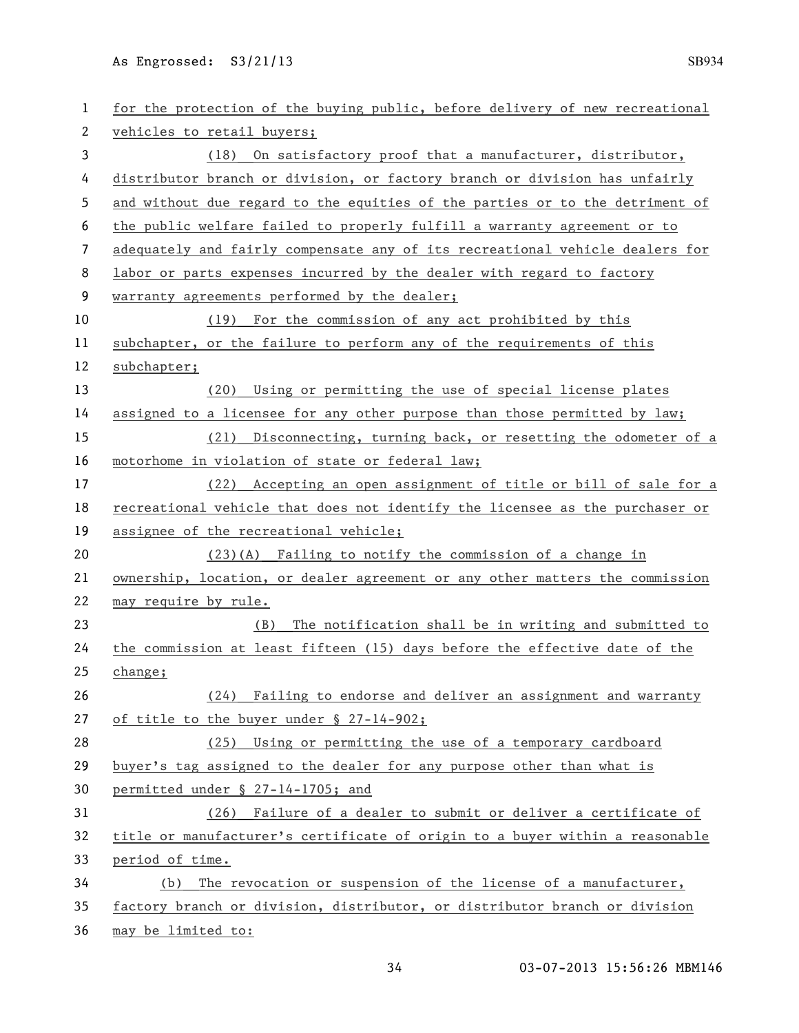for the protection of the buying public, before delivery of new recreational vehicles to retail buyers;

(18) On satisfactory proof that a manufacturer, distributor, distributor branch or division, or factory branch or division has unfairly and without due regard to the equities of the parties or to the detriment of the public welfare failed to properly fulfill a warranty agreement or to adequately and fairly compensate any of its recreational vehicle dealers for labor or parts expenses incurred by the dealer with regard to factory warranty agreements performed by the dealer;

(19) For the commission of any act prohibited by this subchapter, or the failure to perform any of the requirements of this subchapter;

(20) Using or permitting the use of special license plates assigned to a licensee for any other purpose than those permitted by law;

(21) Disconnecting, turning back, or resetting the odometer of a motorhome in violation of state or federal law;

(22) Accepting an open assignment of title or bill of sale for a recreational vehicle that does not identify the licensee as the purchaser or assignee of the recreational vehicle;

(23)(A) Failing to notify the commission of a change in ownership, location, or dealer agreement or any other matters the commission may require by rule.

(B) The notification shall be in writing and submitted to the commission at least fifteen (15) days before the effective date of the change;

(24) Failing to endorse and deliver an assignment and warranty of title to the buyer under § 27-14-902;

(25) Using or permitting the use of a temporary cardboard buyer's tag assigned to the dealer for any purpose other than what is permitted under § 27-14-1705; and

(26) Failure of a dealer to submit or deliver a certificate of title or manufacturer's certificate of origin to a buyer within a reasonable period of time.

(b) The revocation or suspension of the license of a manufacturer, factory branch or division, distributor, or distributor branch or division may be limited to: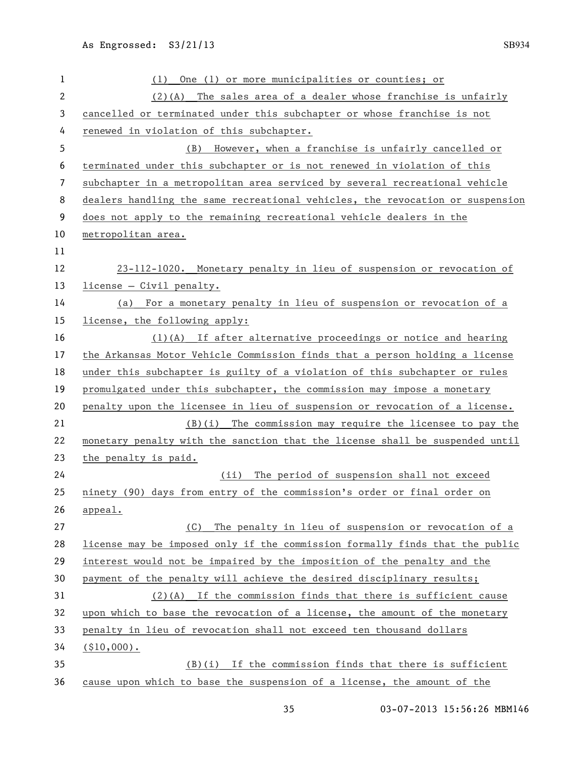(1) One (1) or more municipalities or counties; or

(2)(A) The sales area of a dealer whose franchise is unfairly cancelled or terminated under this subchapter or whose franchise is not renewed in violation of this subchapter.

(B) However, when a franchise is unfairly cancelled or terminated under this subchapter or is not renewed in violation of this subchapter in a metropolitan area serviced by several recreational vehicle dealers handling the same recreational vehicles, the revocation or suspension does not apply to the remaining recreational vehicle dealers in the metropolitan area.

23-112-1020. Monetary penalty in lieu of suspension or revocation of license — Civil penalty.

(a) For a monetary penalty in lieu of suspension or revocation of a license, the following apply:

(1)(A) If after alternative proceedings or notice and hearing the Arkansas Motor Vehicle Commission finds that a person holding a license under this subchapter is guilty of a violation of this subchapter or rules promulgated under this subchapter, the commission may impose a monetary penalty upon the licensee in lieu of suspension or revocation of a license.

(B)(i) The commission may require the licensee to pay the monetary penalty with the sanction that the license shall be suspended until the penalty is paid.

(ii) The period of suspension shall not exceed ninety (90) days from entry of the commission's order or final order on appeal.

(C) The penalty in lieu of suspension or revocation of a license may be imposed only if the commission formally finds that the public interest would not be impaired by the imposition of the penalty and the payment of the penalty will achieve the desired disciplinary results;

(2)(A) If the commission finds that there is sufficient cause upon which to base the revocation of a license, the amount of the monetary penalty in lieu of revocation shall not exceed ten thousand dollars ($10,000).

(B)(i) If the commission finds that there is sufficient cause upon which to base the suspension of a license, the amount of the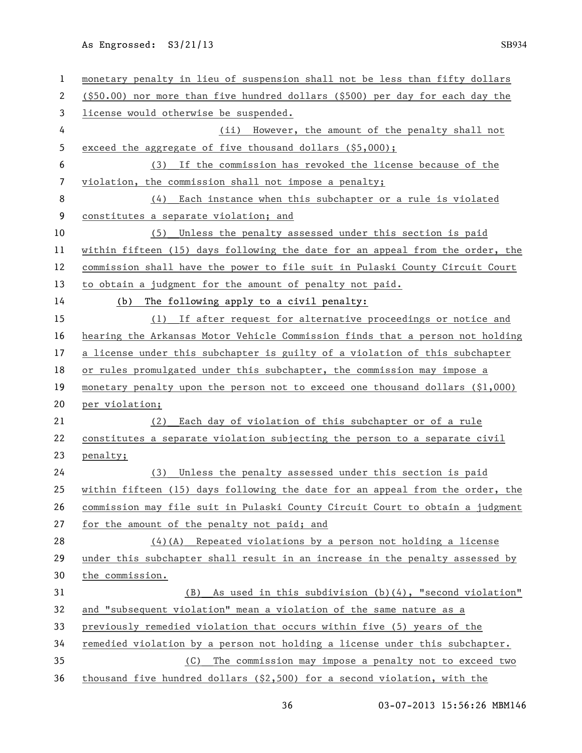monetary penalty in lieu of suspension shall not be less than fifty dollars ($50.00) nor more than five hundred dollars ($500) per day for each day the license would otherwise be suspended.

(ii) However, the amount of the penalty shall not exceed the aggregate of five thousand dollars ($5,000);

(3) If the commission has revoked the license because of the violation, the commission shall not impose a penalty;

(4) Each instance when this subchapter or a rule is violated constitutes a separate violation; and

(5) Unless the penalty assessed under this section is paid within fifteen (15) days following the date for an appeal from the order, the commission shall have the power to file suit in Pulaski County Circuit Court to obtain a judgment for the amount of penalty not paid.

(b) The following apply to a civil penalty:

(1) If after request for alternative proceedings or notice and hearing the Arkansas Motor Vehicle Commission finds that a person not holding a license under this subchapter is guilty of a violation of this subchapter or rules promulgated under this subchapter, the commission may impose a monetary penalty upon the person not to exceed one thousand dollars ($1,000) per violation;

(2) Each day of violation of this subchapter or of a rule constitutes a separate violation subjecting the person to a separate civil penalty;

(3) Unless the penalty assessed under this section is paid within fifteen (15) days following the date for an appeal from the order, the commission may file suit in Pulaski County Circuit Court to obtain a judgment for the amount of the penalty not paid; and

(4)(A) Repeated violations by a person not holding a license under this subchapter shall result in an increase in the penalty assessed by the commission.

(B) As used in this subdivision (b)(4), "second violation" and "subsequent violation" mean a violation of the same nature as a previously remedied violation that occurs within five (5) years of the remedied violation by a person not holding a license under this subchapter.

(C) The commission may impose a penalty not to exceed two thousand five hundred dollars ($2,500) for a second violation, with the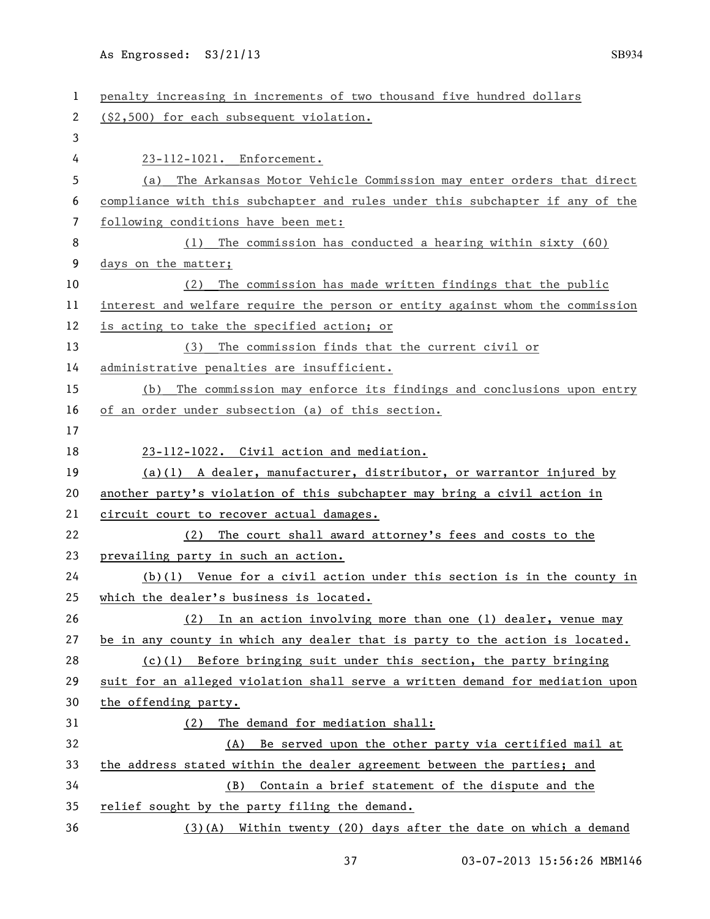penalty increasing in increments of two thousand five hundred dollars ($2,500) for each subsequent violation.

23-112-1021. Enforcement.

(a) The Arkansas Motor Vehicle Commission may enter orders that direct compliance with this subchapter and rules under this subchapter if any of the following conditions have been met:

(1) The commission has conducted a hearing within sixty (60) days on the matter;

(2) The commission has made written findings that the public interest and welfare require the person or entity against whom the commission is acting to take the specified action; or

(3) The commission finds that the current civil or administrative penalties are insufficient.

(b) The commission may enforce its findings and conclusions upon entry of an order under subsection (a) of this section.

23-112-1022. Civil action and mediation.

(a)(1) A dealer, manufacturer, distributor, or warrantor injured by another party's violation of this subchapter may bring a civil action in circuit court to recover actual damages.

(2) The court shall award attorney's fees and costs to the prevailing party in such an action.

(b)(1) Venue for a civil action under this section is in the county in which the dealer's business is located.

(2) In an action involving more than one (1) dealer, venue may be in any county in which any dealer that is party to the action is located.

(c)(1) Before bringing suit under this section, the party bringing suit for an alleged violation shall serve a written demand for mediation upon the offending party.

(2) The demand for mediation shall:

(A) Be served upon the other party via certified mail at the address stated within the dealer agreement between the parties; and

(B) Contain a brief statement of the dispute and the relief sought by the party filing the demand.

(3)(A) Within twenty (20) days after the date on which a demand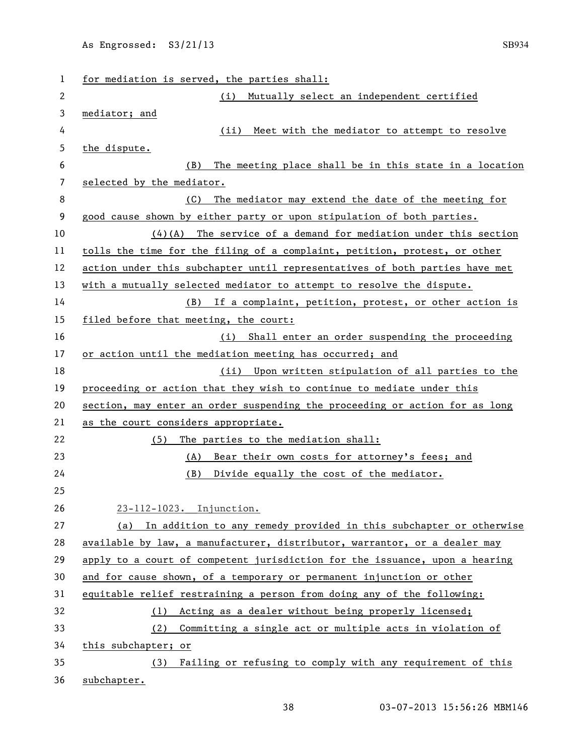for mediation is served, the parties shall:

(i) Mutually select an independent certified mediator; and

(ii) Meet with the mediator to attempt to resolve the dispute.

(B) The meeting place shall be in this state in a location selected by the mediator.

(C) The mediator may extend the date of the meeting for good cause shown by either party or upon stipulation of both parties.

(4)(A) The service of a demand for mediation under this section tolls the time for the filing of a complaint, petition, protest, or other action under this subchapter until representatives of both parties have met with a mutually selected mediator to attempt to resolve the dispute.

(B) If a complaint, petition, protest, or other action is filed before that meeting, the court:

(i) Shall enter an order suspending the proceeding or action until the mediation meeting has occurred; and

(ii) Upon written stipulation of all parties to the proceeding or action that they wish to continue to mediate under this section, may enter an order suspending the proceeding or action for as long as the court considers appropriate.

(5) The parties to the mediation shall:

(A) Bear their own costs for attorney's fees; and

(B) Divide equally the cost of the mediator.

23-112-1023. Injunction.

(a) In addition to any remedy provided in this subchapter or otherwise available by law, a manufacturer, distributor, warrantor, or a dealer may apply to a court of competent jurisdiction for the issuance, upon a hearing and for cause shown, of a temporary or permanent injunction or other equitable relief restraining a person from doing any of the following:

(1) Acting as a dealer without being properly licensed;

(2) Committing a single act or multiple acts in violation of this subchapter; or

(3) Failing or refusing to comply with any requirement of this subchapter.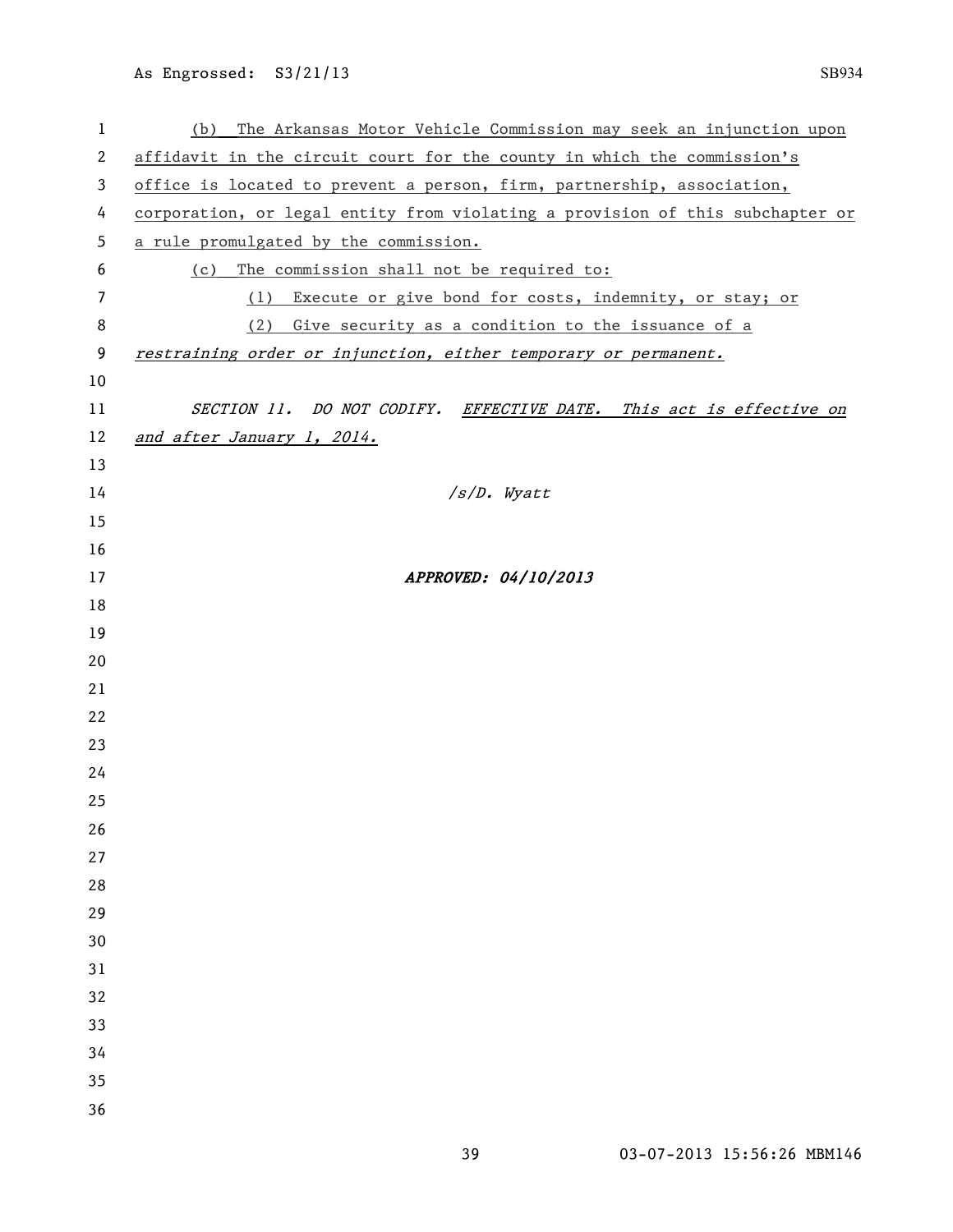(b) The Arkansas Motor Vehicle Commission may seek an injunction upon affidavit in the circuit court for the county in which the commission's office is located to prevent a person, firm, partnership, association, corporation, or legal entity from violating a provision of this subchapter or a rule promulgated by the commission.

(c) The commission shall not be required to:

(1) Execute or give bond for costs, indemnity, or stay; or

(2) Give security as a condition to the issuance of a *restraining order or injunction, either temporary or permanent.*

*SECTION 11. DO NOT CODIFY. EFFECTIVE DATE. This act is effective on and after January 1, 2014.*

*/s/D. Wyatt*

***APPROVED: 04/10/2013***